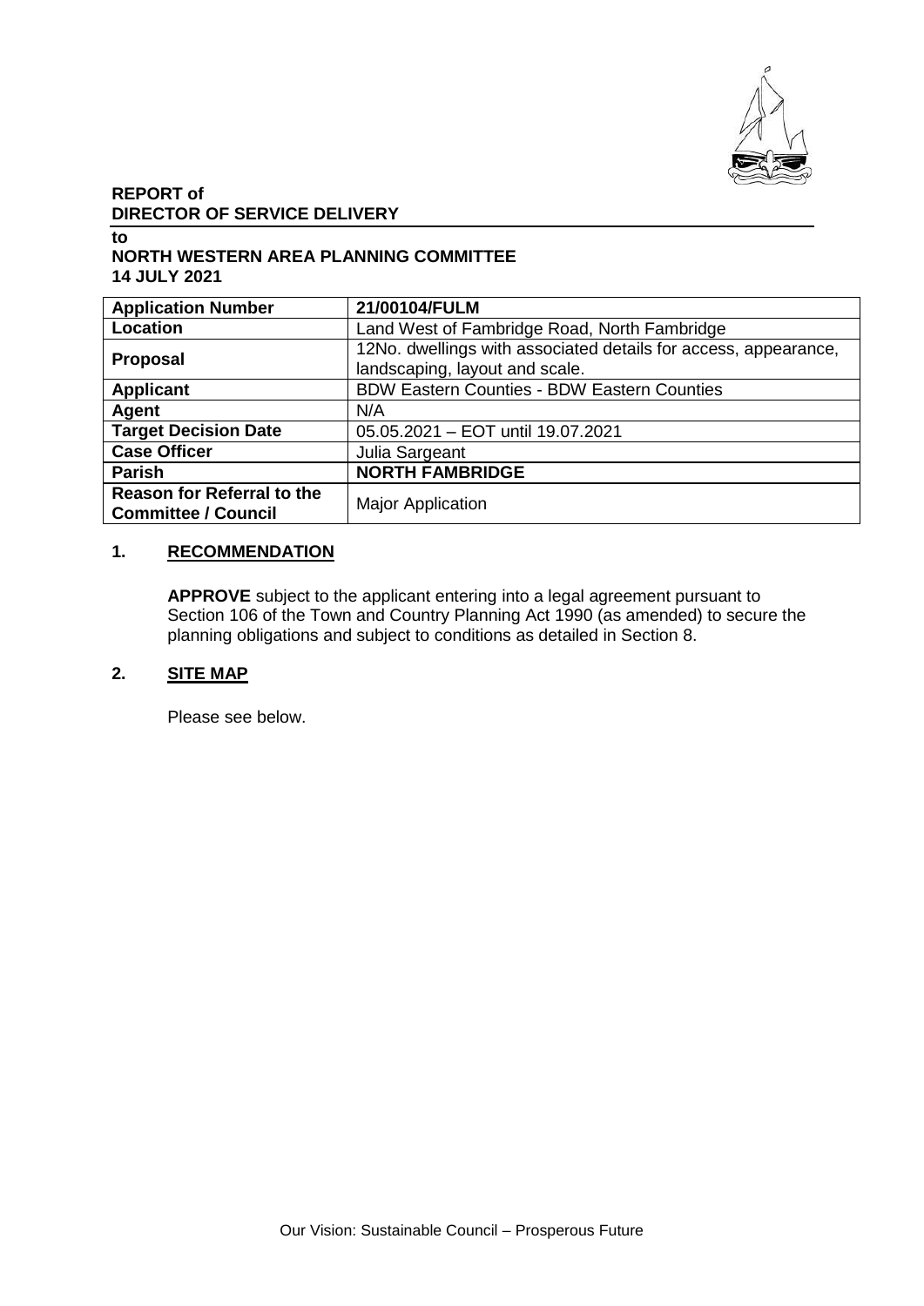**REPORT of**
**DIRECTOR OF SERVICE DELIVERY**

**to**
**NORTH WESTERN AREA PLANNING COMMITTEE**
**14 JULY 2021**

| **Application Number** | **21/00104/FULM** |
|---|---|
| **Location** | Land West of Fambridge Road, North Fambridge |
| **Proposal** | 12No. dwellings with associated details for access, appearance, landscaping, layout and scale. |
| **Applicant** | BDW Eastern Counties - BDW Eastern Counties |
| **Agent** | N/A |
| **Target Decision Date** | 05.05.2021 – EOT until 19.07.2021 |
| **Case Officer** | Julia Sargeant |
| **Parish** | **NORTH FAMBRIDGE** |
| **Reason for Referral to the Committee / Council** | Major Application |

## 1. RECOMMENDATION

**APPROVE** subject to the applicant entering into a legal agreement pursuant to Section 106 of the Town and Country Planning Act 1990 (as amended) to secure the planning obligations and subject to conditions as detailed in Section 8.

## 2. SITE MAP

Please see below.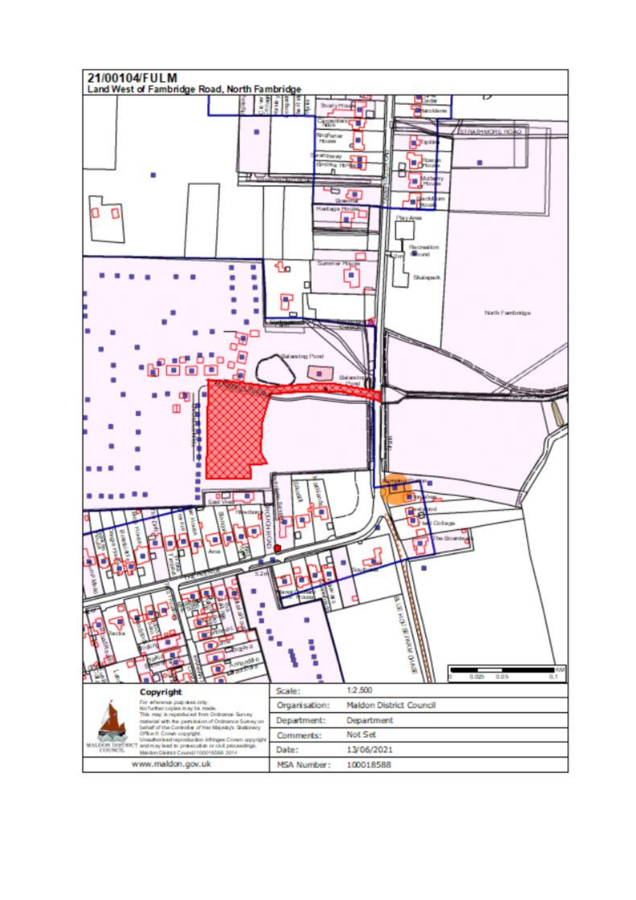# 21/00104/FULM

Land West of Fambridge Road, North Fambridge

**Copyright**

For reference purposes only.
No further copies may be made.
This map is reproduced from Ordnance Survey material with the permission of Ordnance Survey on behalf of the Controller of Her Majesty's Stationery Office © Crown copyright.
Unauthorised reproduction infringes Crown copyright and may lead to prosecution or civil proceedings.
Maldon District Council 100018588 2014

MALDON DISTRICT COUNCIL

www.maldon.gov.uk

| | |
|---|---|
| Scale: | 1:2,500 |
| Organisation: | Maldon District Council |
| Department: | Department |
| Comments: | Not Set |
| Date: | 13/06/2021 |
| MSA Number: | 100018588 |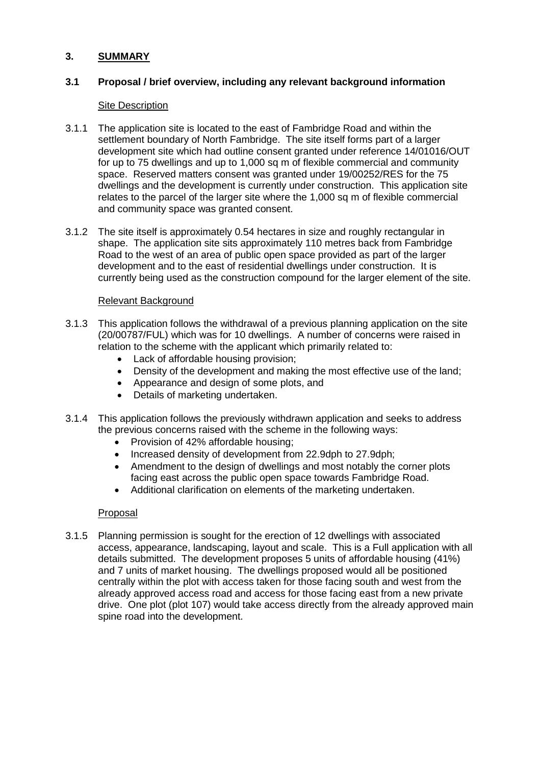## 3. SUMMARY

### 3.1 Proposal / brief overview, including any relevant background information

Site Description

3.1.1 The application site is located to the east of Fambridge Road and within the settlement boundary of North Fambridge. The site itself forms part of a larger development site which had outline consent granted under reference 14/01016/OUT for up to 75 dwellings and up to 1,000 sq m of flexible commercial and community space. Reserved matters consent was granted under 19/00252/RES for the 75 dwellings and the development is currently under construction. This application site relates to the parcel of the larger site where the 1,000 sq m of flexible commercial and community space was granted consent.

3.1.2 The site itself is approximately 0.54 hectares in size and roughly rectangular in shape. The application site sits approximately 110 metres back from Fambridge Road to the west of an area of public open space provided as part of the larger development and to the east of residential dwellings under construction. It is currently being used as the construction compound for the larger element of the site.

Relevant Background

3.1.3 This application follows the withdrawal of a previous planning application on the site (20/00787/FUL) which was for 10 dwellings. A number of concerns were raised in relation to the scheme with the applicant which primarily related to:

- Lack of affordable housing provision;
- Density of the development and making the most effective use of the land;
- Appearance and design of some plots, and
- Details of marketing undertaken.

3.1.4 This application follows the previously withdrawn application and seeks to address the previous concerns raised with the scheme in the following ways:

- Provision of 42% affordable housing;
- Increased density of development from 22.9dph to 27.9dph;
- Amendment to the design of dwellings and most notably the corner plots facing east across the public open space towards Fambridge Road.
- Additional clarification on elements of the marketing undertaken.

Proposal

3.1.5 Planning permission is sought for the erection of 12 dwellings with associated access, appearance, landscaping, layout and scale. This is a Full application with all details submitted. The development proposes 5 units of affordable housing (41%) and 7 units of market housing. The dwellings proposed would all be positioned centrally within the plot with access taken for those facing south and west from the already approved access road and access for those facing east from a new private drive. One plot (plot 107) would take access directly from the already approved main spine road into the development.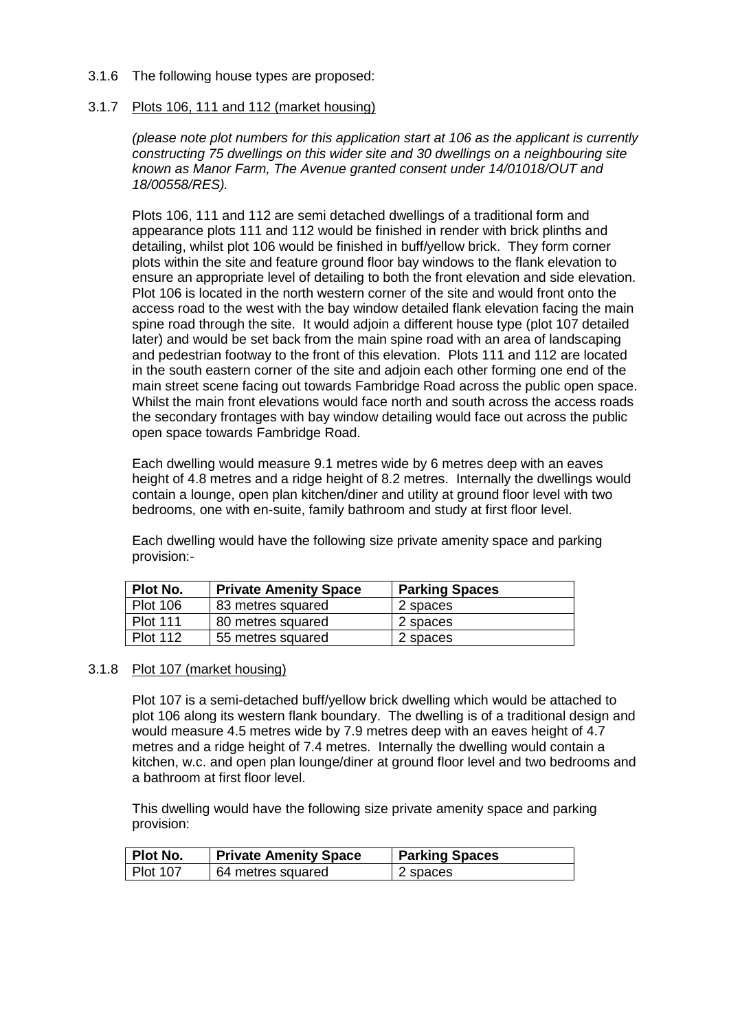3.1.6 The following house types are proposed:

3.1.7 Plots 106, 111 and 112 (market housing)

*(please note plot numbers for this application start at 106 as the applicant is currently constructing 75 dwellings on this wider site and 30 dwellings on a neighbouring site known as Manor Farm, The Avenue granted consent under 14/01018/OUT and 18/00558/RES).*

Plots 106, 111 and 112 are semi detached dwellings of a traditional form and appearance plots 111 and 112 would be finished in render with brick plinths and detailing, whilst plot 106 would be finished in buff/yellow brick. They form corner plots within the site and feature ground floor bay windows to the flank elevation to ensure an appropriate level of detailing to both the front elevation and side elevation. Plot 106 is located in the north western corner of the site and would front onto the access road to the west with the bay window detailed flank elevation facing the main spine road through the site. It would adjoin a different house type (plot 107 detailed later) and would be set back from the main spine road with an area of landscaping and pedestrian footway to the front of this elevation. Plots 111 and 112 are located in the south eastern corner of the site and adjoin each other forming one end of the main street scene facing out towards Fambridge Road across the public open space. Whilst the main front elevations would face north and south across the access roads the secondary frontages with bay window detailing would face out across the public open space towards Fambridge Road.

Each dwelling would measure 9.1 metres wide by 6 metres deep with an eaves height of 4.8 metres and a ridge height of 8.2 metres. Internally the dwellings would contain a lounge, open plan kitchen/diner and utility at ground floor level with two bedrooms, one with en-suite, family bathroom and study at first floor level.

Each dwelling would have the following size private amenity space and parking provision:-

| Plot No. | Private Amenity Space | Parking Spaces |
|---|---|---|
| Plot 106 | 83 metres squared | 2 spaces |
| Plot 111 | 80 metres squared | 2 spaces |
| Plot 112 | 55 metres squared | 2 spaces |

3.1.8 Plot 107 (market housing)

Plot 107 is a semi-detached buff/yellow brick dwelling which would be attached to plot 106 along its western flank boundary. The dwelling is of a traditional design and would measure 4.5 metres wide by 7.9 metres deep with an eaves height of 4.7 metres and a ridge height of 7.4 metres. Internally the dwelling would contain a kitchen, w.c. and open plan lounge/diner at ground floor level and two bedrooms and a bathroom at first floor level.

This dwelling would have the following size private amenity space and parking provision:

| Plot No. | Private Amenity Space | Parking Spaces |
|---|---|---|
| Plot 107 | 64 metres squared | 2 spaces |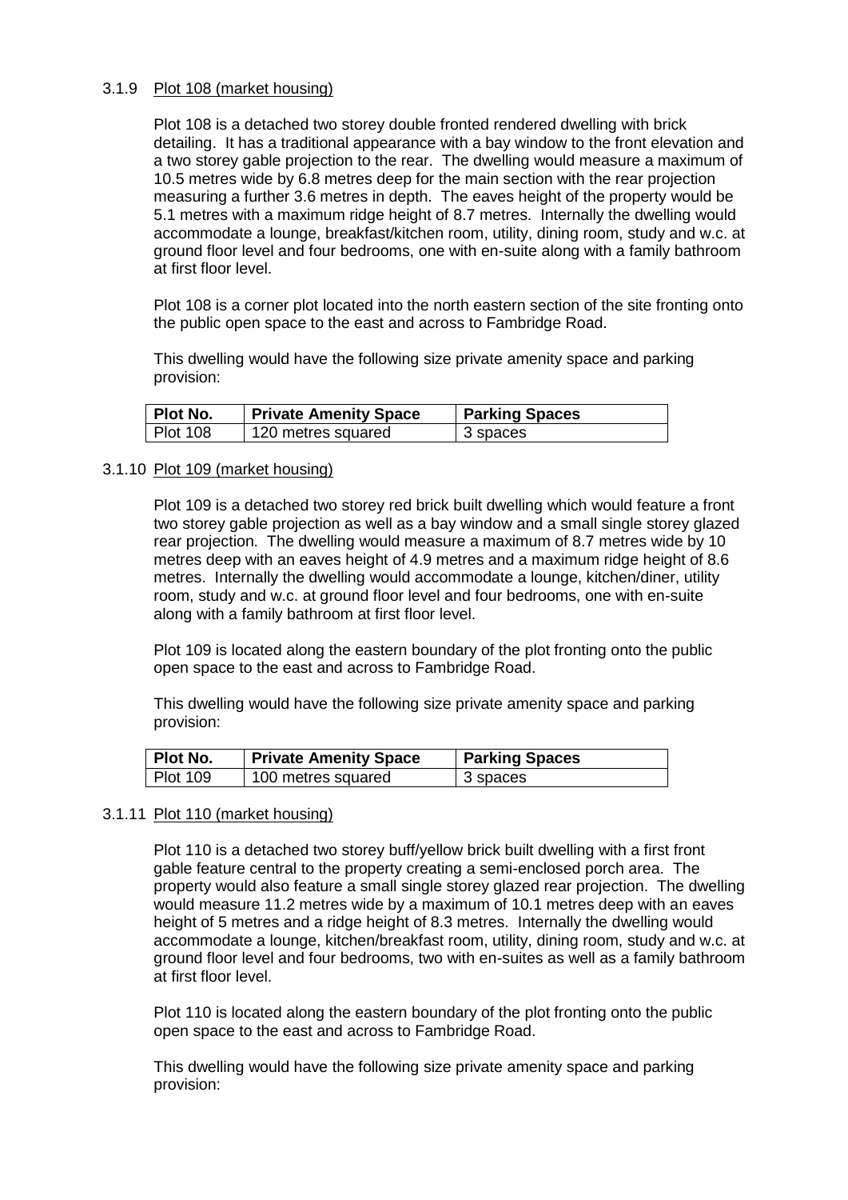3.1.9 Plot 108 (market housing)

Plot 108 is a detached two storey double fronted rendered dwelling with brick detailing. It has a traditional appearance with a bay window to the front elevation and a two storey gable projection to the rear. The dwelling would measure a maximum of 10.5 metres wide by 6.8 metres deep for the main section with the rear projection measuring a further 3.6 metres in depth. The eaves height of the property would be 5.1 metres with a maximum ridge height of 8.7 metres. Internally the dwelling would accommodate a lounge, breakfast/kitchen room, utility, dining room, study and w.c. at ground floor level and four bedrooms, one with en-suite along with a family bathroom at first floor level.

Plot 108 is a corner plot located into the north eastern section of the site fronting onto the public open space to the east and across to Fambridge Road.

This dwelling would have the following size private amenity space and parking provision:

| Plot No. | Private Amenity Space | Parking Spaces |
|---|---|---|
| Plot 108 | 120 metres squared | 3 spaces |

3.1.10 Plot 109 (market housing)

Plot 109 is a detached two storey red brick built dwelling which would feature a front two storey gable projection as well as a bay window and a small single storey glazed rear projection. The dwelling would measure a maximum of 8.7 metres wide by 10 metres deep with an eaves height of 4.9 metres and a maximum ridge height of 8.6 metres. Internally the dwelling would accommodate a lounge, kitchen/diner, utility room, study and w.c. at ground floor level and four bedrooms, one with en-suite along with a family bathroom at first floor level.

Plot 109 is located along the eastern boundary of the plot fronting onto the public open space to the east and across to Fambridge Road.

This dwelling would have the following size private amenity space and parking provision:

| Plot No. | Private Amenity Space | Parking Spaces |
|---|---|---|
| Plot 109 | 100 metres squared | 3 spaces |

3.1.11 Plot 110 (market housing)

Plot 110 is a detached two storey buff/yellow brick built dwelling with a first front gable feature central to the property creating a semi-enclosed porch area. The property would also feature a small single storey glazed rear projection. The dwelling would measure 11.2 metres wide by a maximum of 10.1 metres deep with an eaves height of 5 metres and a ridge height of 8.3 metres. Internally the dwelling would accommodate a lounge, kitchen/breakfast room, utility, dining room, study and w.c. at ground floor level and four bedrooms, two with en-suites as well as a family bathroom at first floor level.

Plot 110 is located along the eastern boundary of the plot fronting onto the public open space to the east and across to Fambridge Road.

This dwelling would have the following size private amenity space and parking provision: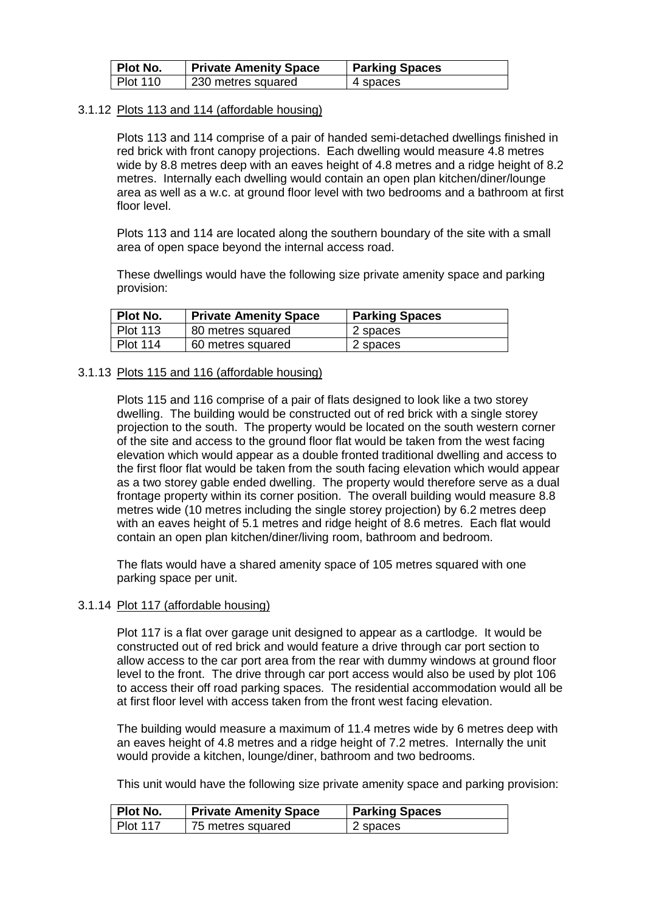| Plot No. | Private Amenity Space | Parking Spaces |
|---|---|---|
| Plot 110 | 230 metres squared | 4 spaces |

3.1.12 Plots 113 and 114 (affordable housing)

Plots 113 and 114 comprise of a pair of handed semi-detached dwellings finished in red brick with front canopy projections. Each dwelling would measure 4.8 metres wide by 8.8 metres deep with an eaves height of 4.8 metres and a ridge height of 8.2 metres. Internally each dwelling would contain an open plan kitchen/diner/lounge area as well as a w.c. at ground floor level with two bedrooms and a bathroom at first floor level.

Plots 113 and 114 are located along the southern boundary of the site with a small area of open space beyond the internal access road.

These dwellings would have the following size private amenity space and parking provision:

| Plot No. | Private Amenity Space | Parking Spaces |
|---|---|---|
| Plot 113 | 80 metres squared | 2 spaces |
| Plot 114 | 60 metres squared | 2 spaces |

3.1.13 Plots 115 and 116 (affordable housing)

Plots 115 and 116 comprise of a pair of flats designed to look like a two storey dwelling. The building would be constructed out of red brick with a single storey projection to the south. The property would be located on the south western corner of the site and access to the ground floor flat would be taken from the west facing elevation which would appear as a double fronted traditional dwelling and access to the first floor flat would be taken from the south facing elevation which would appear as a two storey gable ended dwelling. The property would therefore serve as a dual frontage property within its corner position. The overall building would measure 8.8 metres wide (10 metres including the single storey projection) by 6.2 metres deep with an eaves height of 5.1 metres and ridge height of 8.6 metres. Each flat would contain an open plan kitchen/diner/living room, bathroom and bedroom.

The flats would have a shared amenity space of 105 metres squared with one parking space per unit.

3.1.14 Plot 117 (affordable housing)

Plot 117 is a flat over garage unit designed to appear as a cartlodge. It would be constructed out of red brick and would feature a drive through car port section to allow access to the car port area from the rear with dummy windows at ground floor level to the front. The drive through car port access would also be used by plot 106 to access their off road parking spaces. The residential accommodation would all be at first floor level with access taken from the front west facing elevation.

The building would measure a maximum of 11.4 metres wide by 6 metres deep with an eaves height of 4.8 metres and a ridge height of 7.2 metres. Internally the unit would provide a kitchen, lounge/diner, bathroom and two bedrooms.

This unit would have the following size private amenity space and parking provision:

| Plot No. | Private Amenity Space | Parking Spaces |
|---|---|---|
| Plot 117 | 75 metres squared | 2 spaces |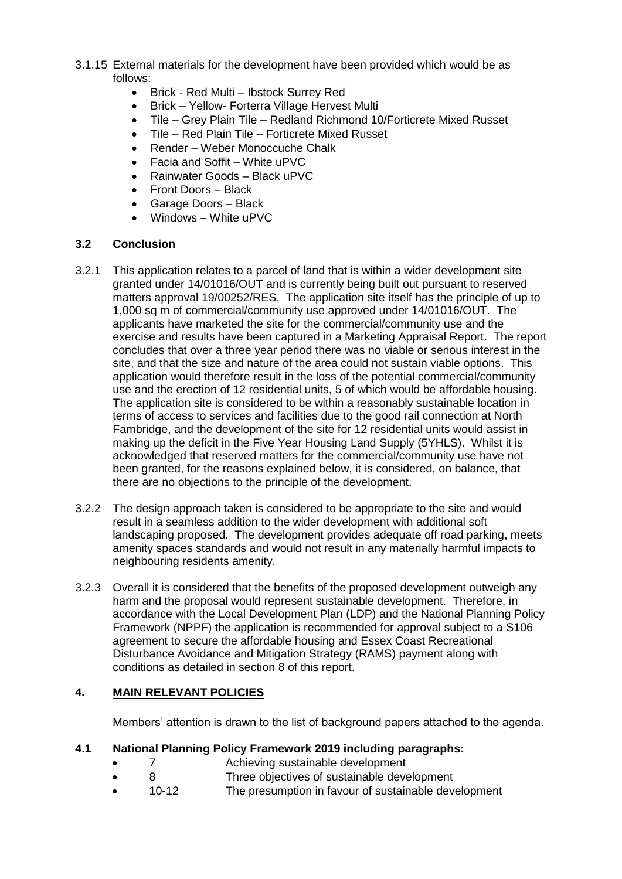3.1.15 External materials for the development have been provided which would be as follows:

- Brick - Red Multi – Ibstock Surrey Red
- Brick – Yellow- Forterra Village Hervest Multi
- Tile – Grey Plain Tile – Redland Richmond 10/Forticrete Mixed Russet
- Tile – Red Plain Tile – Forticrete Mixed Russet
- Render – Weber Monoccuche Chalk
- Facia and Soffit – White uPVC
- Rainwater Goods – Black uPVC
- Front Doors – Black
- Garage Doors – Black
- Windows – White uPVC

### 3.2 Conclusion

3.2.1 This application relates to a parcel of land that is within a wider development site granted under 14/01016/OUT and is currently being built out pursuant to reserved matters approval 19/00252/RES. The application site itself has the principle of up to 1,000 sq m of commercial/community use approved under 14/01016/OUT. The applicants have marketed the site for the commercial/community use and the exercise and results have been captured in a Marketing Appraisal Report. The report concludes that over a three year period there was no viable or serious interest in the site, and that the size and nature of the area could not sustain viable options. This application would therefore result in the loss of the potential commercial/community use and the erection of 12 residential units, 5 of which would be affordable housing. The application site is considered to be within a reasonably sustainable location in terms of access to services and facilities due to the good rail connection at North Fambridge, and the development of the site for 12 residential units would assist in making up the deficit in the Five Year Housing Land Supply (5YHLS). Whilst it is acknowledged that reserved matters for the commercial/community use have not been granted, for the reasons explained below, it is considered, on balance, that there are no objections to the principle of the development.

3.2.2 The design approach taken is considered to be appropriate to the site and would result in a seamless addition to the wider development with additional soft landscaping proposed. The development provides adequate off road parking, meets amenity spaces standards and would not result in any materially harmful impacts to neighbouring residents amenity.

3.2.3 Overall it is considered that the benefits of the proposed development outweigh any harm and the proposal would represent sustainable development. Therefore, in accordance with the Local Development Plan (LDP) and the National Planning Policy Framework (NPPF) the application is recommended for approval subject to a S106 agreement to secure the affordable housing and Essex Coast Recreational Disturbance Avoidance and Mitigation Strategy (RAMS) payment along with conditions as detailed in section 8 of this report.

## 4. MAIN RELEVANT POLICIES

Members' attention is drawn to the list of background papers attached to the agenda.

### 4.1 National Planning Policy Framework 2019 including paragraphs:

- 7 Achieving sustainable development
- 8 Three objectives of sustainable development
- 10-12 The presumption in favour of sustainable development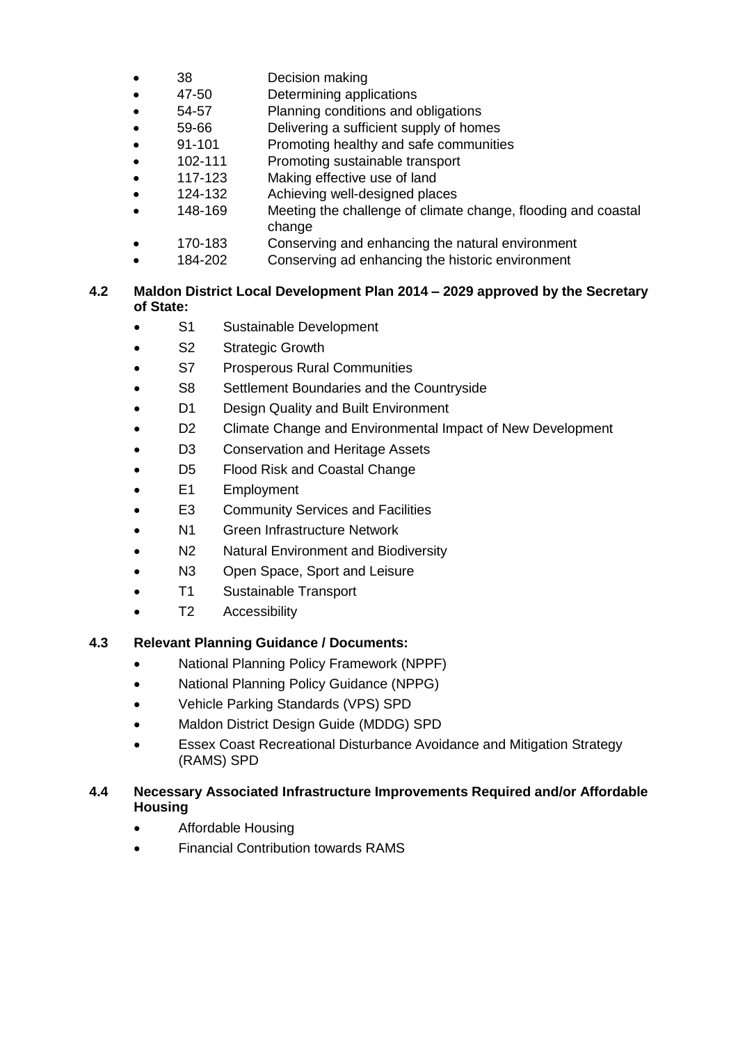- 38 Decision making
- 47-50 Determining applications
- 54-57 Planning conditions and obligations
- 59-66 Delivering a sufficient supply of homes
- 91-101 Promoting healthy and safe communities
- 102-111 Promoting sustainable transport
- 117-123 Making effective use of land
- 124-132 Achieving well-designed places
- 148-169 Meeting the challenge of climate change, flooding and coastal change
- 170-183 Conserving and enhancing the natural environment
- 184-202 Conserving ad enhancing the historic environment

**4.2 Maldon District Local Development Plan 2014 – 2029 approved by the Secretary of State:**

- S1 Sustainable Development
- S2 Strategic Growth
- S7 Prosperous Rural Communities
- S8 Settlement Boundaries and the Countryside
- D1 Design Quality and Built Environment
- D2 Climate Change and Environmental Impact of New Development
- D3 Conservation and Heritage Assets
- D5 Flood Risk and Coastal Change
- E1 Employment
- E3 Community Services and Facilities
- N1 Green Infrastructure Network
- N2 Natural Environment and Biodiversity
- N3 Open Space, Sport and Leisure
- T1 Sustainable Transport
- T2 Accessibility

**4.3 Relevant Planning Guidance / Documents:**

- National Planning Policy Framework (NPPF)
- National Planning Policy Guidance (NPPG)
- Vehicle Parking Standards (VPS) SPD
- Maldon District Design Guide (MDDG) SPD
- Essex Coast Recreational Disturbance Avoidance and Mitigation Strategy (RAMS) SPD

**4.4 Necessary Associated Infrastructure Improvements Required and/or Affordable Housing**

- Affordable Housing
- Financial Contribution towards RAMS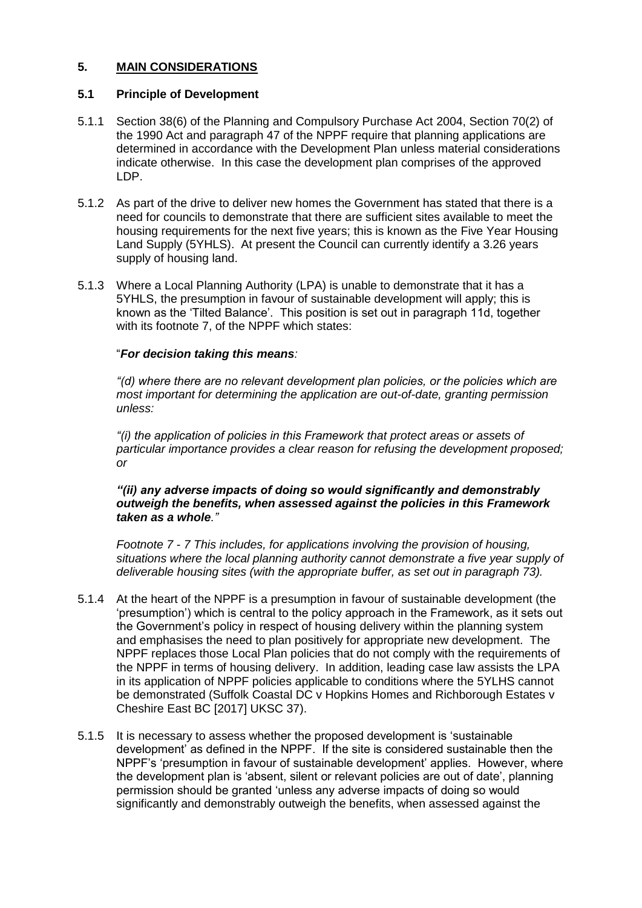## 5. MAIN CONSIDERATIONS

### 5.1 Principle of Development

5.1.1 Section 38(6) of the Planning and Compulsory Purchase Act 2004, Section 70(2) of the 1990 Act and paragraph 47 of the NPPF require that planning applications are determined in accordance with the Development Plan unless material considerations indicate otherwise. In this case the development plan comprises of the approved LDP.

5.1.2 As part of the drive to deliver new homes the Government has stated that there is a need for councils to demonstrate that there are sufficient sites available to meet the housing requirements for the next five years; this is known as the Five Year Housing Land Supply (5YHLS). At present the Council can currently identify a 3.26 years supply of housing land.

5.1.3 Where a Local Planning Authority (LPA) is unable to demonstrate that it has a 5YHLS, the presumption in favour of sustainable development will apply; this is known as the 'Tilted Balance'. This position is set out in paragraph 11d, together with its footnote 7, of the NPPF which states:

"***For decision taking this means:***

*"(d) where there are no relevant development plan policies, or the policies which are most important for determining the application are out-of-date, granting permission unless:*

*"(i) the application of policies in this Framework that protect areas or assets of particular importance provides a clear reason for refusing the development proposed; or*

***"(ii) any adverse impacts of doing so would significantly and demonstrably outweigh the benefits, when assessed against the policies in this Framework taken as a whole."***

*Footnote 7 - 7 This includes, for applications involving the provision of housing, situations where the local planning authority cannot demonstrate a five year supply of deliverable housing sites (with the appropriate buffer, as set out in paragraph 73).*

5.1.4 At the heart of the NPPF is a presumption in favour of sustainable development (the 'presumption') which is central to the policy approach in the Framework, as it sets out the Government's policy in respect of housing delivery within the planning system and emphasises the need to plan positively for appropriate new development. The NPPF replaces those Local Plan policies that do not comply with the requirements of the NPPF in terms of housing delivery. In addition, leading case law assists the LPA in its application of NPPF policies applicable to conditions where the 5YLHS cannot be demonstrated (Suffolk Coastal DC v Hopkins Homes and Richborough Estates v Cheshire East BC [2017] UKSC 37).

5.1.5 It is necessary to assess whether the proposed development is 'sustainable development' as defined in the NPPF. If the site is considered sustainable then the NPPF's 'presumption in favour of sustainable development' applies. However, where the development plan is 'absent, silent or relevant policies are out of date', planning permission should be granted 'unless any adverse impacts of doing so would significantly and demonstrably outweigh the benefits, when assessed against the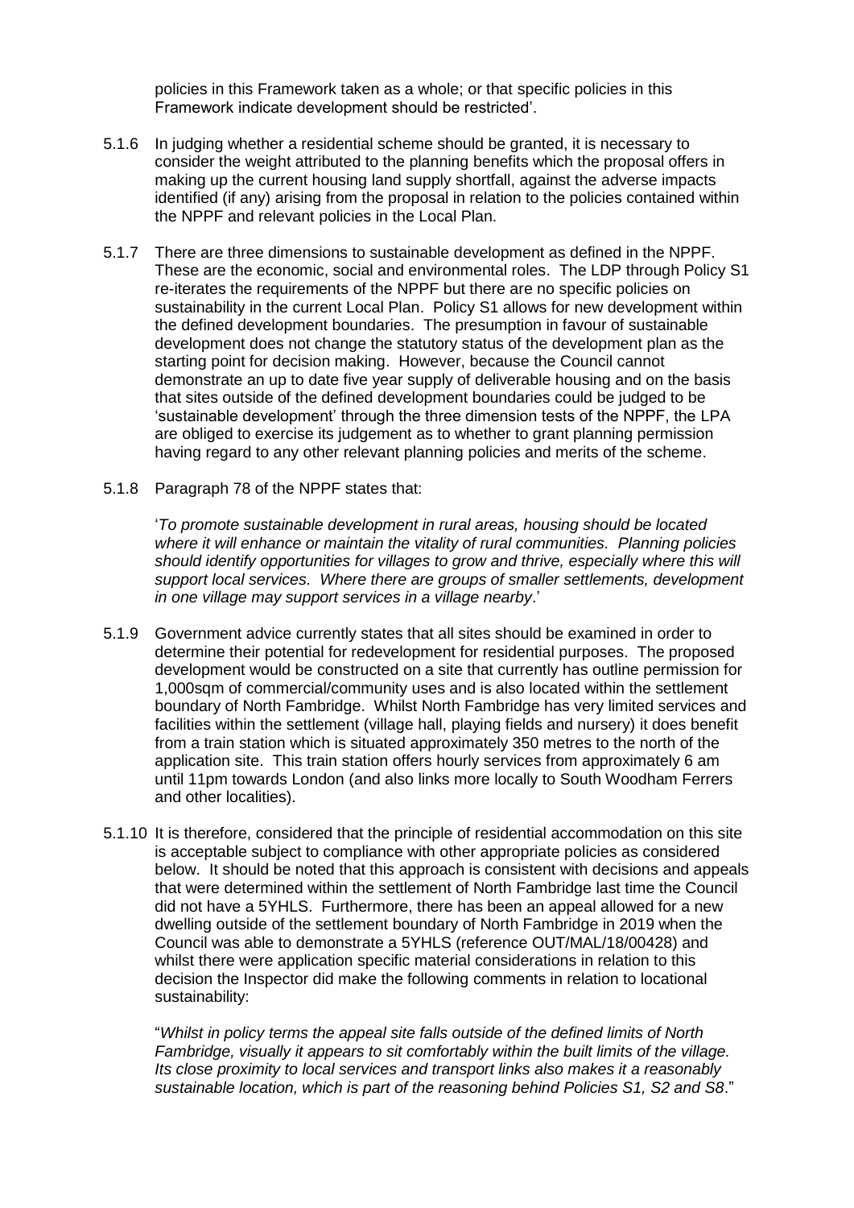policies in this Framework taken as a whole; or that specific policies in this Framework indicate development should be restricted'.

5.1.6 In judging whether a residential scheme should be granted, it is necessary to consider the weight attributed to the planning benefits which the proposal offers in making up the current housing land supply shortfall, against the adverse impacts identified (if any) arising from the proposal in relation to the policies contained within the NPPF and relevant policies in the Local Plan.

5.1.7 There are three dimensions to sustainable development as defined in the NPPF. These are the economic, social and environmental roles. The LDP through Policy S1 re-iterates the requirements of the NPPF but there are no specific policies on sustainability in the current Local Plan. Policy S1 allows for new development within the defined development boundaries. The presumption in favour of sustainable development does not change the statutory status of the development plan as the starting point for decision making. However, because the Council cannot demonstrate an up to date five year supply of deliverable housing and on the basis that sites outside of the defined development boundaries could be judged to be 'sustainable development' through the three dimension tests of the NPPF, the LPA are obliged to exercise its judgement as to whether to grant planning permission having regard to any other relevant planning policies and merits of the scheme.

5.1.8 Paragraph 78 of the NPPF states that:

'*To promote sustainable development in rural areas, housing should be located where it will enhance or maintain the vitality of rural communities. Planning policies should identify opportunities for villages to grow and thrive, especially where this will support local services. Where there are groups of smaller settlements, development in one village may support services in a village nearby*.'

5.1.9 Government advice currently states that all sites should be examined in order to determine their potential for redevelopment for residential purposes. The proposed development would be constructed on a site that currently has outline permission for 1,000sqm of commercial/community uses and is also located within the settlement boundary of North Fambridge. Whilst North Fambridge has very limited services and facilities within the settlement (village hall, playing fields and nursery) it does benefit from a train station which is situated approximately 350 metres to the north of the application site. This train station offers hourly services from approximately 6 am until 11pm towards London (and also links more locally to South Woodham Ferrers and other localities).

5.1.10 It is therefore, considered that the principle of residential accommodation on this site is acceptable subject to compliance with other appropriate policies as considered below. It should be noted that this approach is consistent with decisions and appeals that were determined within the settlement of North Fambridge last time the Council did not have a 5YHLS. Furthermore, there has been an appeal allowed for a new dwelling outside of the settlement boundary of North Fambridge in 2019 when the Council was able to demonstrate a 5YHLS (reference OUT/MAL/18/00428) and whilst there were application specific material considerations in relation to this decision the Inspector did make the following comments in relation to locational sustainability:

"*Whilst in policy terms the appeal site falls outside of the defined limits of North Fambridge, visually it appears to sit comfortably within the built limits of the village. Its close proximity to local services and transport links also makes it a reasonably sustainable location, which is part of the reasoning behind Policies S1, S2 and S8*."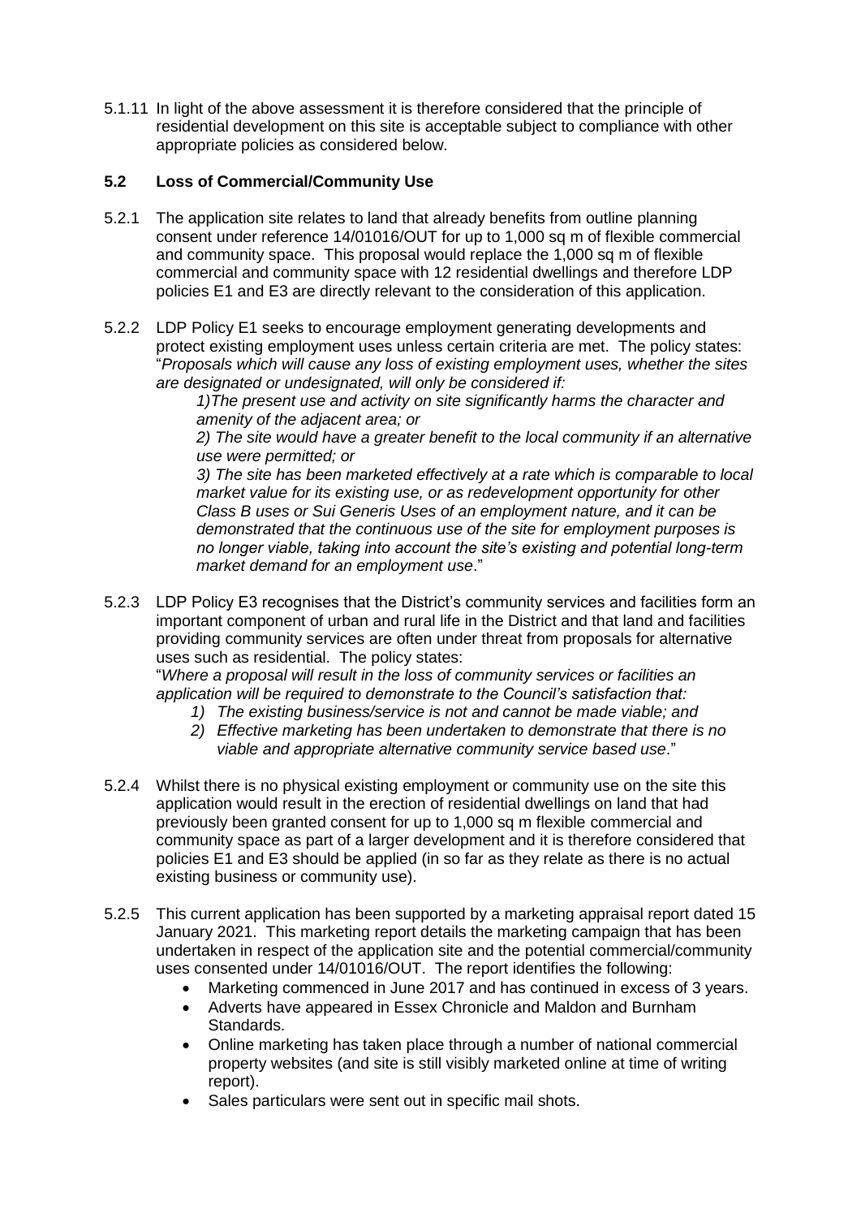5.1.11 In light of the above assessment it is therefore considered that the principle of residential development on this site is acceptable subject to compliance with other appropriate policies as considered below.

### 5.2 Loss of Commercial/Community Use

5.2.1 The application site relates to land that already benefits from outline planning consent under reference 14/01016/OUT for up to 1,000 sq m of flexible commercial and community space. This proposal would replace the 1,000 sq m of flexible commercial and community space with 12 residential dwellings and therefore LDP policies E1 and E3 are directly relevant to the consideration of this application.

5.2.2 LDP Policy E1 seeks to encourage employment generating developments and protect existing employment uses unless certain criteria are met. The policy states: "*Proposals which will cause any loss of existing employment uses, whether the sites are designated or undesignated, will only be considered if:*

*1)The present use and activity on site significantly harms the character and amenity of the adjacent area; or*

*2) The site would have a greater benefit to the local community if an alternative use were permitted; or*

*3) The site has been marketed effectively at a rate which is comparable to local market value for its existing use, or as redevelopment opportunity for other Class B uses or Sui Generis Uses of an employment nature, and it can be demonstrated that the continuous use of the site for employment purposes is no longer viable, taking into account the site's existing and potential long-term market demand for an employment use*."

5.2.3 LDP Policy E3 recognises that the District's community services and facilities form an important component of urban and rural life in the District and that land and facilities providing community services are often under threat from proposals for alternative uses such as residential. The policy states:

"*Where a proposal will result in the loss of community services or facilities an application will be required to demonstrate to the Council's satisfaction that:*

1) *The existing business/service is not and cannot be made viable; and*
2) *Effective marketing has been undertaken to demonstrate that there is no viable and appropriate alternative community service based use*."

5.2.4 Whilst there is no physical existing employment or community use on the site this application would result in the erection of residential dwellings on land that had previously been granted consent for up to 1,000 sq m flexible commercial and community space as part of a larger development and it is therefore considered that policies E1 and E3 should be applied (in so far as they relate as there is no actual existing business or community use).

5.2.5 This current application has been supported by a marketing appraisal report dated 15 January 2021. This marketing report details the marketing campaign that has been undertaken in respect of the application site and the potential commercial/community uses consented under 14/01016/OUT. The report identifies the following:

- Marketing commenced in June 2017 and has continued in excess of 3 years.
- Adverts have appeared in Essex Chronicle and Maldon and Burnham Standards.
- Online marketing has taken place through a number of national commercial property websites (and site is still visibly marketed online at time of writing report).
- Sales particulars were sent out in specific mail shots.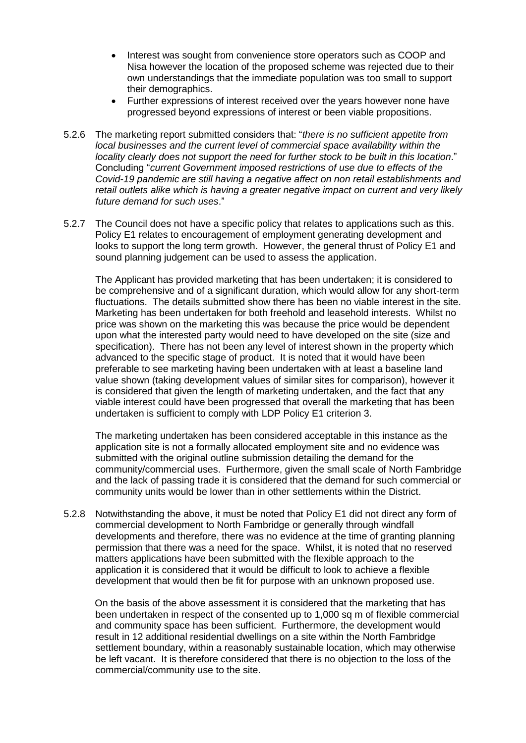- Interest was sought from convenience store operators such as COOP and Nisa however the location of the proposed scheme was rejected due to their own understandings that the immediate population was too small to support their demographics.
- Further expressions of interest received over the years however none have progressed beyond expressions of interest or been viable propositions.

5.2.6 The marketing report submitted considers that: "*there is no sufficient appetite from local businesses and the current level of commercial space availability within the locality clearly does not support the need for further stock to be built in this location*." Concluding "*current Government imposed restrictions of use due to effects of the Covid-19 pandemic are still having a negative affect on non retail establishments and retail outlets alike which is having a greater negative impact on current and very likely future demand for such uses*."

5.2.7 The Council does not have a specific policy that relates to applications such as this. Policy E1 relates to encouragement of employment generating development and looks to support the long term growth. However, the general thrust of Policy E1 and sound planning judgement can be used to assess the application.

The Applicant has provided marketing that has been undertaken; it is considered to be comprehensive and of a significant duration, which would allow for any short-term fluctuations. The details submitted show there has been no viable interest in the site. Marketing has been undertaken for both freehold and leasehold interests. Whilst no price was shown on the marketing this was because the price would be dependent upon what the interested party would need to have developed on the site (size and specification). There has not been any level of interest shown in the property which advanced to the specific stage of product. It is noted that it would have been preferable to see marketing having been undertaken with at least a baseline land value shown (taking development values of similar sites for comparison), however it is considered that given the length of marketing undertaken, and the fact that any viable interest could have been progressed that overall the marketing that has been undertaken is sufficient to comply with LDP Policy E1 criterion 3.

The marketing undertaken has been considered acceptable in this instance as the application site is not a formally allocated employment site and no evidence was submitted with the original outline submission detailing the demand for the community/commercial uses. Furthermore, given the small scale of North Fambridge and the lack of passing trade it is considered that the demand for such commercial or community units would be lower than in other settlements within the District.

5.2.8 Notwithstanding the above, it must be noted that Policy E1 did not direct any form of commercial development to North Fambridge or generally through windfall developments and therefore, there was no evidence at the time of granting planning permission that there was a need for the space. Whilst, it is noted that no reserved matters applications have been submitted with the flexible approach to the application it is considered that it would be difficult to look to achieve a flexible development that would then be fit for purpose with an unknown proposed use.

On the basis of the above assessment it is considered that the marketing that has been undertaken in respect of the consented up to 1,000 sq m of flexible commercial and community space has been sufficient. Furthermore, the development would result in 12 additional residential dwellings on a site within the North Fambridge settlement boundary, within a reasonably sustainable location, which may otherwise be left vacant. It is therefore considered that there is no objection to the loss of the commercial/community use to the site.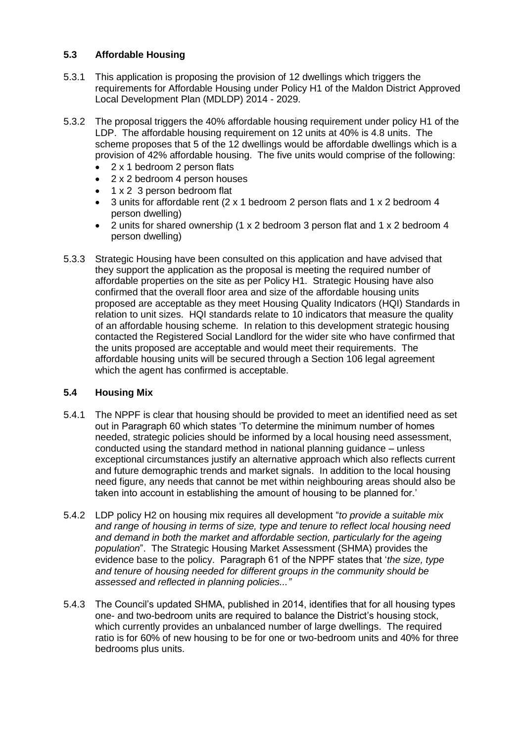## 5.3 Affordable Housing

5.3.1 This application is proposing the provision of 12 dwellings which triggers the requirements for Affordable Housing under Policy H1 of the Maldon District Approved Local Development Plan (MDLDP) 2014 - 2029.

5.3.2 The proposal triggers the 40% affordable housing requirement under policy H1 of the LDP. The affordable housing requirement on 12 units at 40% is 4.8 units. The scheme proposes that 5 of the 12 dwellings would be affordable dwellings which is a provision of 42% affordable housing. The five units would comprise of the following:

- 2 x 1 bedroom 2 person flats
- 2 x 2 bedroom 4 person houses
- 1 x 2 3 person bedroom flat
- 3 units for affordable rent (2 x 1 bedroom 2 person flats and 1 x 2 bedroom 4 person dwelling)
- 2 units for shared ownership (1 x 2 bedroom 3 person flat and 1 x 2 bedroom 4 person dwelling)

5.3.3 Strategic Housing have been consulted on this application and have advised that they support the application as the proposal is meeting the required number of affordable properties on the site as per Policy H1. Strategic Housing have also confirmed that the overall floor area and size of the affordable housing units proposed are acceptable as they meet Housing Quality Indicators (HQI) Standards in relation to unit sizes. HQI standards relate to 10 indicators that measure the quality of an affordable housing scheme. In relation to this development strategic housing contacted the Registered Social Landlord for the wider site who have confirmed that the units proposed are acceptable and would meet their requirements. The affordable housing units will be secured through a Section 106 legal agreement which the agent has confirmed is acceptable.

## 5.4 Housing Mix

5.4.1 The NPPF is clear that housing should be provided to meet an identified need as set out in Paragraph 60 which states 'To determine the minimum number of homes needed, strategic policies should be informed by a local housing need assessment, conducted using the standard method in national planning guidance – unless exceptional circumstances justify an alternative approach which also reflects current and future demographic trends and market signals. In addition to the local housing need figure, any needs that cannot be met within neighbouring areas should also be taken into account in establishing the amount of housing to be planned for.'

5.4.2 LDP policy H2 on housing mix requires all development "*to provide a suitable mix and range of housing in terms of size, type and tenure to reflect local housing need and demand in both the market and affordable section, particularly for the ageing population*". The Strategic Housing Market Assessment (SHMA) provides the evidence base to the policy. Paragraph 61 of the NPPF states that '*the size, type and tenure of housing needed for different groups in the community should be assessed and reflected in planning policies..."*

5.4.3 The Council's updated SHMA, published in 2014, identifies that for all housing types one- and two-bedroom units are required to balance the District's housing stock, which currently provides an unbalanced number of large dwellings. The required ratio is for 60% of new housing to be for one or two-bedroom units and 40% for three bedrooms plus units.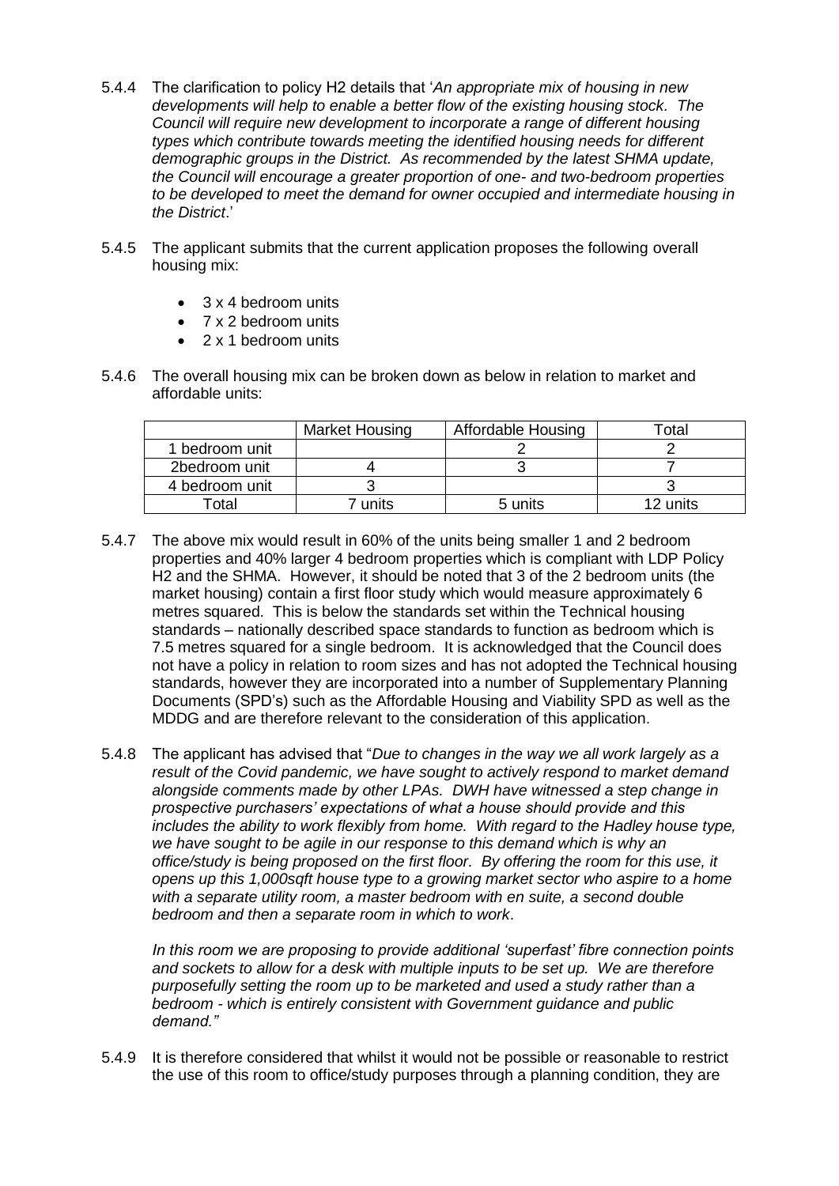5.4.4 The clarification to policy H2 details that '*An appropriate mix of housing in new developments will help to enable a better flow of the existing housing stock. The Council will require new development to incorporate a range of different housing types which contribute towards meeting the identified housing needs for different demographic groups in the District. As recommended by the latest SHMA update, the Council will encourage a greater proportion of one- and two-bedroom properties to be developed to meet the demand for owner occupied and intermediate housing in the District*.'

5.4.5 The applicant submits that the current application proposes the following overall housing mix:

- 3 x 4 bedroom units
- 7 x 2 bedroom units
- 2 x 1 bedroom units

5.4.6 The overall housing mix can be broken down as below in relation to market and affordable units:

| | Market Housing | Affordable Housing | Total |
|---|---|---|---|
| 1 bedroom unit | | 2 | 2 |
| 2bedroom unit | 4 | 3 | 7 |
| 4 bedroom unit | 3 | | 3 |
| Total | 7 units | 5 units | 12 units |

5.4.7 The above mix would result in 60% of the units being smaller 1 and 2 bedroom properties and 40% larger 4 bedroom properties which is compliant with LDP Policy H2 and the SHMA. However, it should be noted that 3 of the 2 bedroom units (the market housing) contain a first floor study which would measure approximately 6 metres squared. This is below the standards set within the Technical housing standards – nationally described space standards to function as bedroom which is 7.5 metres squared for a single bedroom. It is acknowledged that the Council does not have a policy in relation to room sizes and has not adopted the Technical housing standards, however they are incorporated into a number of Supplementary Planning Documents (SPD's) such as the Affordable Housing and Viability SPD as well as the MDDG and are therefore relevant to the consideration of this application.

5.4.8 The applicant has advised that "*Due to changes in the way we all work largely as a result of the Covid pandemic, we have sought to actively respond to market demand alongside comments made by other LPAs. DWH have witnessed a step change in prospective purchasers' expectations of what a house should provide and this includes the ability to work flexibly from home. With regard to the Hadley house type, we have sought to be agile in our response to this demand which is why an office/study is being proposed on the first floor. By offering the room for this use, it opens up this 1,000sqft house type to a growing market sector who aspire to a home with a separate utility room, a master bedroom with en suite, a second double bedroom and then a separate room in which to work.*

*In this room we are proposing to provide additional 'superfast' fibre connection points and sockets to allow for a desk with multiple inputs to be set up. We are therefore purposefully setting the room up to be marketed and used a study rather than a bedroom - which is entirely consistent with Government guidance and public demand."*

5.4.9 It is therefore considered that whilst it would not be possible or reasonable to restrict the use of this room to office/study purposes through a planning condition, they are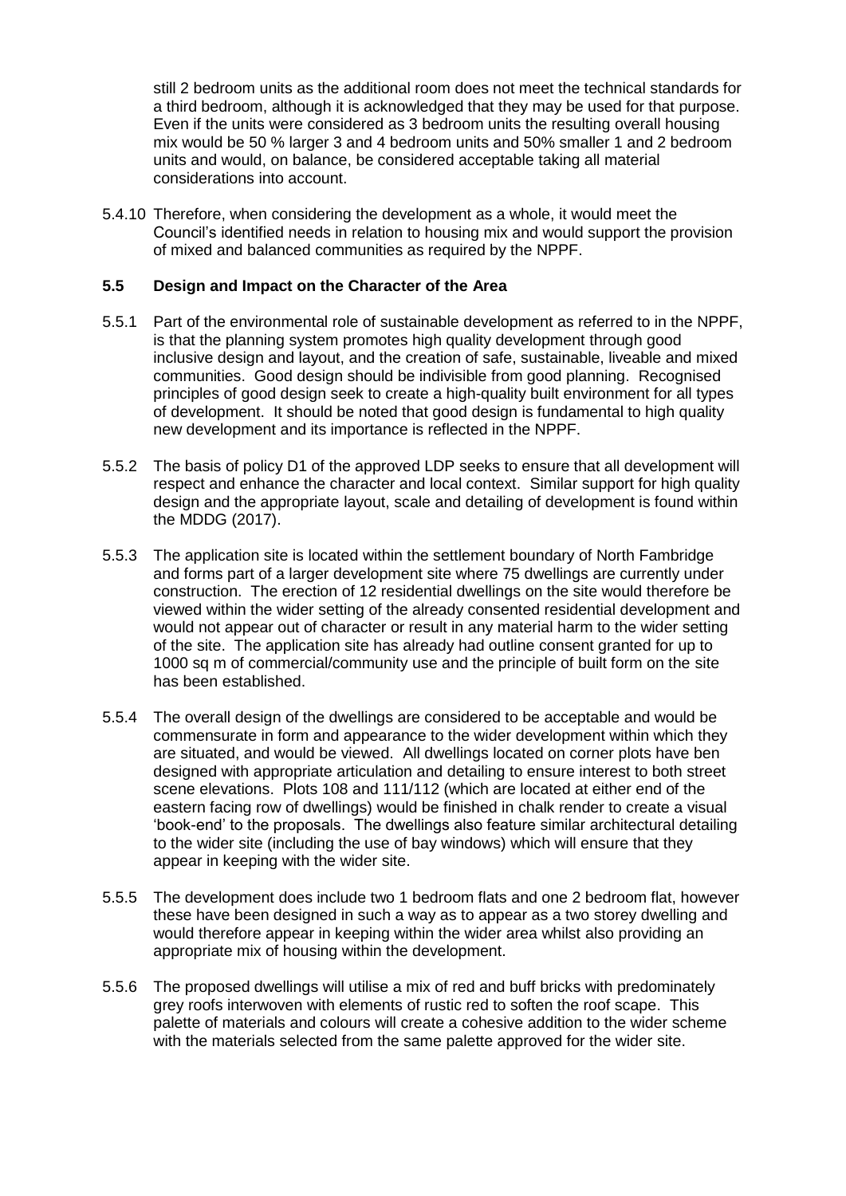still 2 bedroom units as the additional room does not meet the technical standards for a third bedroom, although it is acknowledged that they may be used for that purpose. Even if the units were considered as 3 bedroom units the resulting overall housing mix would be 50 % larger 3 and 4 bedroom units and 50% smaller 1 and 2 bedroom units and would, on balance, be considered acceptable taking all material considerations into account.

5.4.10 Therefore, when considering the development as a whole, it would meet the Council's identified needs in relation to housing mix and would support the provision of mixed and balanced communities as required by the NPPF.

### 5.5 Design and Impact on the Character of the Area

5.5.1 Part of the environmental role of sustainable development as referred to in the NPPF, is that the planning system promotes high quality development through good inclusive design and layout, and the creation of safe, sustainable, liveable and mixed communities. Good design should be indivisible from good planning. Recognised principles of good design seek to create a high-quality built environment for all types of development. It should be noted that good design is fundamental to high quality new development and its importance is reflected in the NPPF.

5.5.2 The basis of policy D1 of the approved LDP seeks to ensure that all development will respect and enhance the character and local context. Similar support for high quality design and the appropriate layout, scale and detailing of development is found within the MDDG (2017).

5.5.3 The application site is located within the settlement boundary of North Fambridge and forms part of a larger development site where 75 dwellings are currently under construction. The erection of 12 residential dwellings on the site would therefore be viewed within the wider setting of the already consented residential development and would not appear out of character or result in any material harm to the wider setting of the site. The application site has already had outline consent granted for up to 1000 sq m of commercial/community use and the principle of built form on the site has been established.

5.5.4 The overall design of the dwellings are considered to be acceptable and would be commensurate in form and appearance to the wider development within which they are situated, and would be viewed. All dwellings located on corner plots have ben designed with appropriate articulation and detailing to ensure interest to both street scene elevations. Plots 108 and 111/112 (which are located at either end of the eastern facing row of dwellings) would be finished in chalk render to create a visual 'book-end' to the proposals. The dwellings also feature similar architectural detailing to the wider site (including the use of bay windows) which will ensure that they appear in keeping with the wider site.

5.5.5 The development does include two 1 bedroom flats and one 2 bedroom flat, however these have been designed in such a way as to appear as a two storey dwelling and would therefore appear in keeping within the wider area whilst also providing an appropriate mix of housing within the development.

5.5.6 The proposed dwellings will utilise a mix of red and buff bricks with predominately grey roofs interwoven with elements of rustic red to soften the roof scape. This palette of materials and colours will create a cohesive addition to the wider scheme with the materials selected from the same palette approved for the wider site.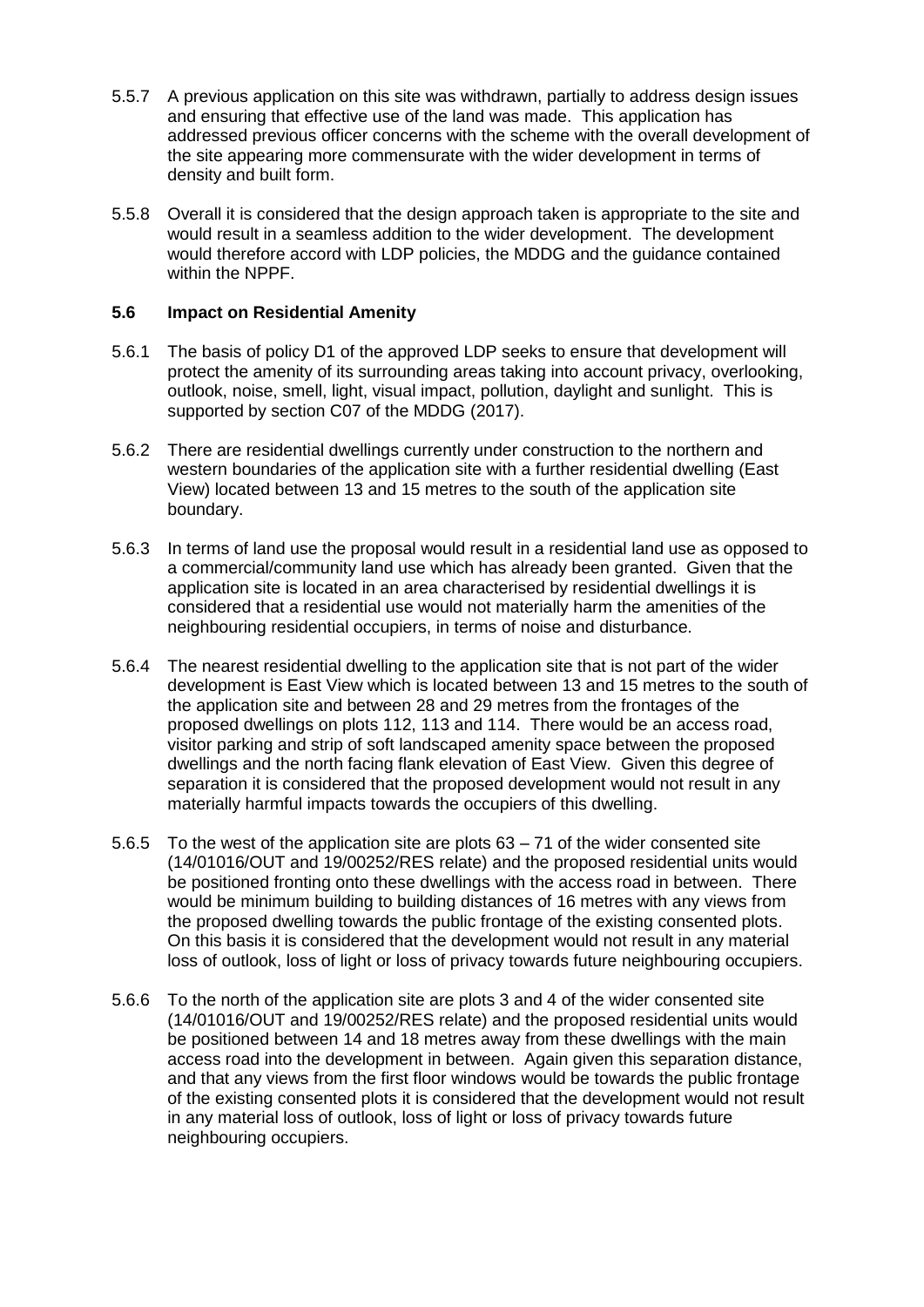5.5.7 A previous application on this site was withdrawn, partially to address design issues and ensuring that effective use of the land was made. This application has addressed previous officer concerns with the scheme with the overall development of the site appearing more commensurate with the wider development in terms of density and built form.

5.5.8 Overall it is considered that the design approach taken is appropriate to the site and would result in a seamless addition to the wider development. The development would therefore accord with LDP policies, the MDDG and the guidance contained within the NPPF.

### 5.6 Impact on Residential Amenity

5.6.1 The basis of policy D1 of the approved LDP seeks to ensure that development will protect the amenity of its surrounding areas taking into account privacy, overlooking, outlook, noise, smell, light, visual impact, pollution, daylight and sunlight. This is supported by section C07 of the MDDG (2017).

5.6.2 There are residential dwellings currently under construction to the northern and western boundaries of the application site with a further residential dwelling (East View) located between 13 and 15 metres to the south of the application site boundary.

5.6.3 In terms of land use the proposal would result in a residential land use as opposed to a commercial/community land use which has already been granted. Given that the application site is located in an area characterised by residential dwellings it is considered that a residential use would not materially harm the amenities of the neighbouring residential occupiers, in terms of noise and disturbance.

5.6.4 The nearest residential dwelling to the application site that is not part of the wider development is East View which is located between 13 and 15 metres to the south of the application site and between 28 and 29 metres from the frontages of the proposed dwellings on plots 112, 113 and 114. There would be an access road, visitor parking and strip of soft landscaped amenity space between the proposed dwellings and the north facing flank elevation of East View. Given this degree of separation it is considered that the proposed development would not result in any materially harmful impacts towards the occupiers of this dwelling.

5.6.5 To the west of the application site are plots 63 – 71 of the wider consented site (14/01016/OUT and 19/00252/RES relate) and the proposed residential units would be positioned fronting onto these dwellings with the access road in between. There would be minimum building to building distances of 16 metres with any views from the proposed dwelling towards the public frontage of the existing consented plots. On this basis it is considered that the development would not result in any material loss of outlook, loss of light or loss of privacy towards future neighbouring occupiers.

5.6.6 To the north of the application site are plots 3 and 4 of the wider consented site (14/01016/OUT and 19/00252/RES relate) and the proposed residential units would be positioned between 14 and 18 metres away from these dwellings with the main access road into the development in between. Again given this separation distance, and that any views from the first floor windows would be towards the public frontage of the existing consented plots it is considered that the development would not result in any material loss of outlook, loss of light or loss of privacy towards future neighbouring occupiers.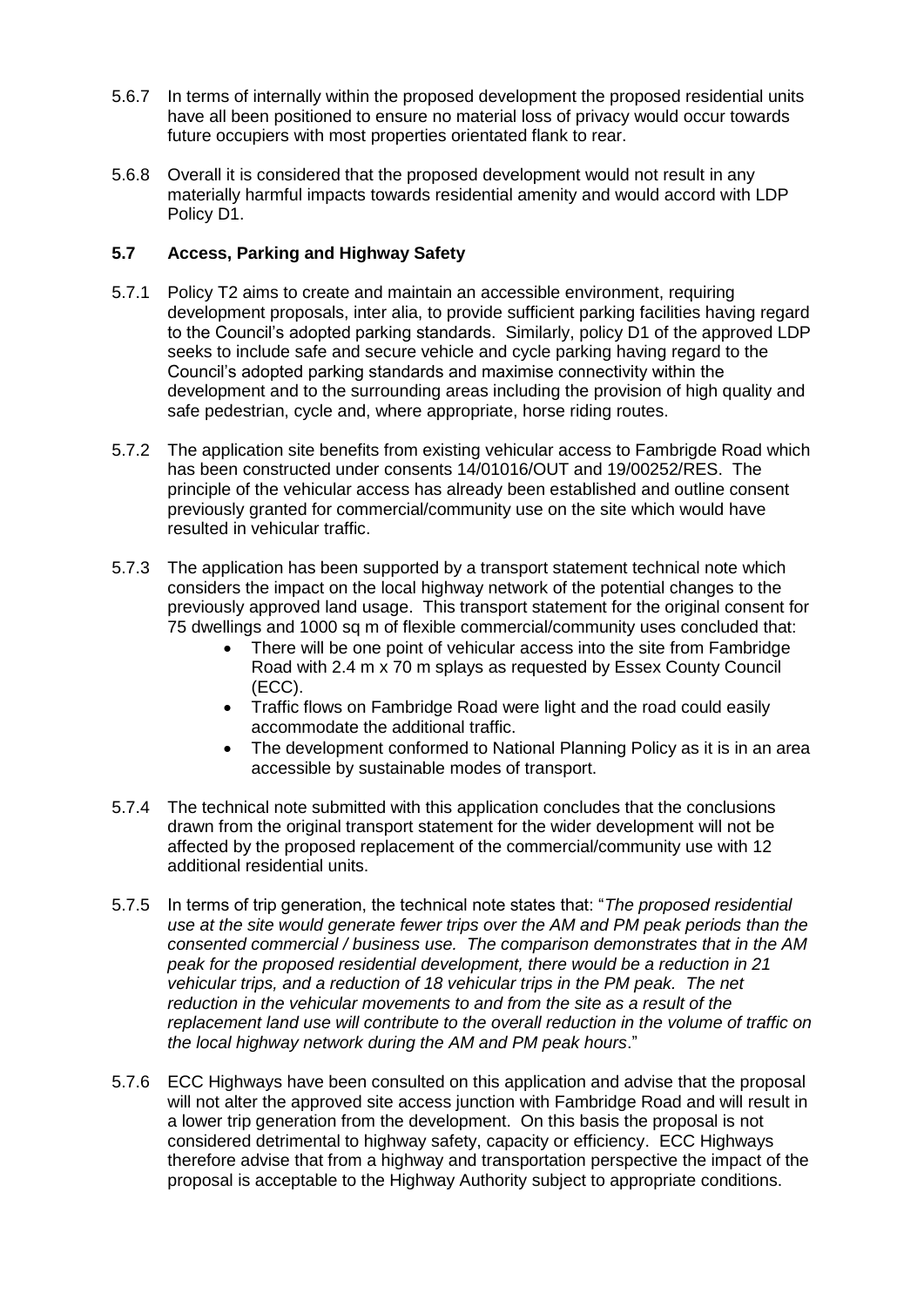5.6.7 In terms of internally within the proposed development the proposed residential units have all been positioned to ensure no material loss of privacy would occur towards future occupiers with most properties orientated flank to rear.

5.6.8 Overall it is considered that the proposed development would not result in any materially harmful impacts towards residential amenity and would accord with LDP Policy D1.

## 5.7 Access, Parking and Highway Safety

5.7.1 Policy T2 aims to create and maintain an accessible environment, requiring development proposals, inter alia, to provide sufficient parking facilities having regard to the Council's adopted parking standards. Similarly, policy D1 of the approved LDP seeks to include safe and secure vehicle and cycle parking having regard to the Council's adopted parking standards and maximise connectivity within the development and to the surrounding areas including the provision of high quality and safe pedestrian, cycle and, where appropriate, horse riding routes.

5.7.2 The application site benefits from existing vehicular access to Fambrigde Road which has been constructed under consents 14/01016/OUT and 19/00252/RES. The principle of the vehicular access has already been established and outline consent previously granted for commercial/community use on the site which would have resulted in vehicular traffic.

5.7.3 The application has been supported by a transport statement technical note which considers the impact on the local highway network of the potential changes to the previously approved land usage. This transport statement for the original consent for 75 dwellings and 1000 sq m of flexible commercial/community uses concluded that:

- There will be one point of vehicular access into the site from Fambridge Road with 2.4 m x 70 m splays as requested by Essex County Council (ECC).
- Traffic flows on Fambridge Road were light and the road could easily accommodate the additional traffic.
- The development conformed to National Planning Policy as it is in an area accessible by sustainable modes of transport.

5.7.4 The technical note submitted with this application concludes that the conclusions drawn from the original transport statement for the wider development will not be affected by the proposed replacement of the commercial/community use with 12 additional residential units.

5.7.5 In terms of trip generation, the technical note states that: "*The proposed residential use at the site would generate fewer trips over the AM and PM peak periods than the consented commercial / business use. The comparison demonstrates that in the AM peak for the proposed residential development, there would be a reduction in 21 vehicular trips, and a reduction of 18 vehicular trips in the PM peak. The net reduction in the vehicular movements to and from the site as a result of the replacement land use will contribute to the overall reduction in the volume of traffic on the local highway network during the AM and PM peak hours*."

5.7.6 ECC Highways have been consulted on this application and advise that the proposal will not alter the approved site access junction with Fambridge Road and will result in a lower trip generation from the development. On this basis the proposal is not considered detrimental to highway safety, capacity or efficiency. ECC Highways therefore advise that from a highway and transportation perspective the impact of the proposal is acceptable to the Highway Authority subject to appropriate conditions.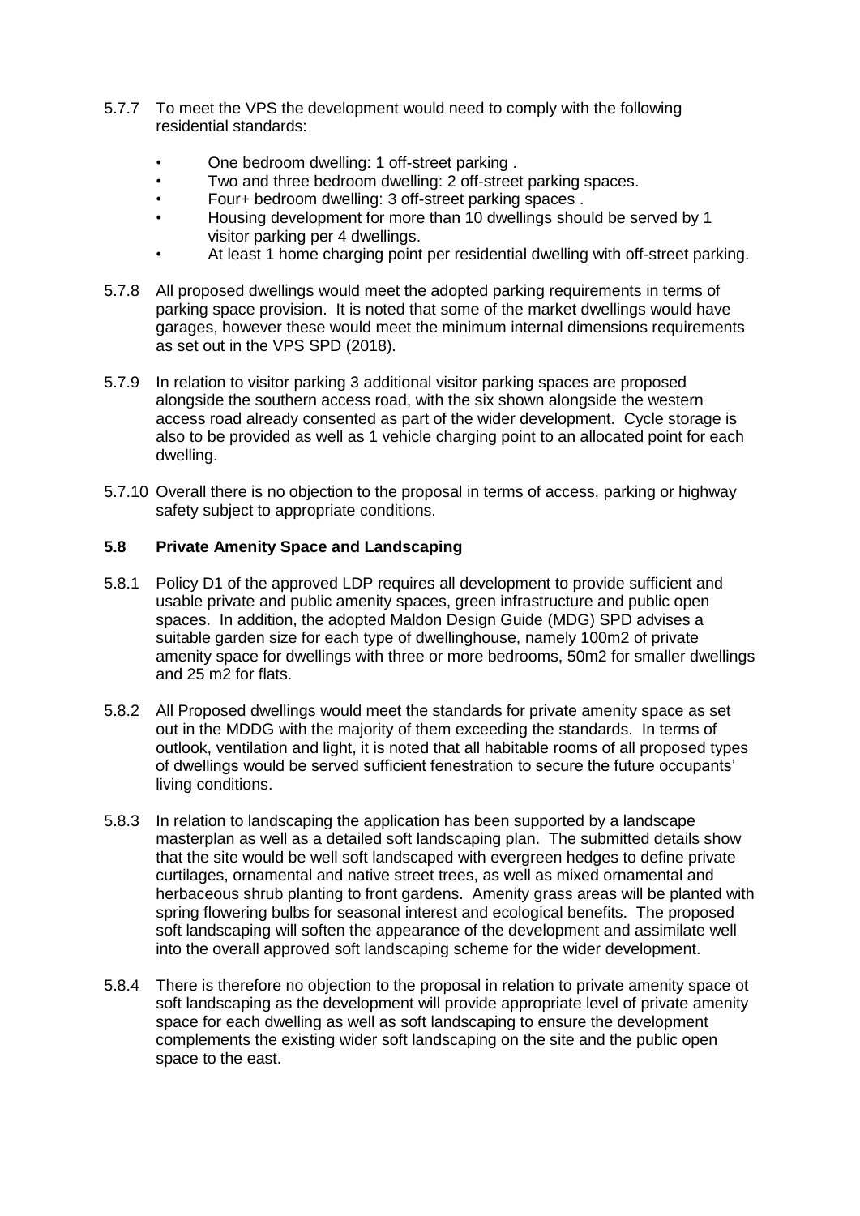5.7.7 To meet the VPS the development would need to comply with the following residential standards:

- One bedroom dwelling: 1 off-street parking .
- Two and three bedroom dwelling: 2 off-street parking spaces.
- Four+ bedroom dwelling: 3 off-street parking spaces .
- Housing development for more than 10 dwellings should be served by 1 visitor parking per 4 dwellings.
- At least 1 home charging point per residential dwelling with off-street parking.

5.7.8 All proposed dwellings would meet the adopted parking requirements in terms of parking space provision. It is noted that some of the market dwellings would have garages, however these would meet the minimum internal dimensions requirements as set out in the VPS SPD (2018).

5.7.9 In relation to visitor parking 3 additional visitor parking spaces are proposed alongside the southern access road, with the six shown alongside the western access road already consented as part of the wider development. Cycle storage is also to be provided as well as 1 vehicle charging point to an allocated point for each dwelling.

5.7.10 Overall there is no objection to the proposal in terms of access, parking or highway safety subject to appropriate conditions.

## 5.8 Private Amenity Space and Landscaping

5.8.1 Policy D1 of the approved LDP requires all development to provide sufficient and usable private and public amenity spaces, green infrastructure and public open spaces. In addition, the adopted Maldon Design Guide (MDG) SPD advises a suitable garden size for each type of dwellinghouse, namely 100m2 of private amenity space for dwellings with three or more bedrooms, 50m2 for smaller dwellings and 25 m2 for flats.

5.8.2 All Proposed dwellings would meet the standards for private amenity space as set out in the MDDG with the majority of them exceeding the standards. In terms of outlook, ventilation and light, it is noted that all habitable rooms of all proposed types of dwellings would be served sufficient fenestration to secure the future occupants' living conditions.

5.8.3 In relation to landscaping the application has been supported by a landscape masterplan as well as a detailed soft landscaping plan. The submitted details show that the site would be well soft landscaped with evergreen hedges to define private curtilages, ornamental and native street trees, as well as mixed ornamental and herbaceous shrub planting to front gardens. Amenity grass areas will be planted with spring flowering bulbs for seasonal interest and ecological benefits. The proposed soft landscaping will soften the appearance of the development and assimilate well into the overall approved soft landscaping scheme for the wider development.

5.8.4 There is therefore no objection to the proposal in relation to private amenity space ot soft landscaping as the development will provide appropriate level of private amenity space for each dwelling as well as soft landscaping to ensure the development complements the existing wider soft landscaping on the site and the public open space to the east.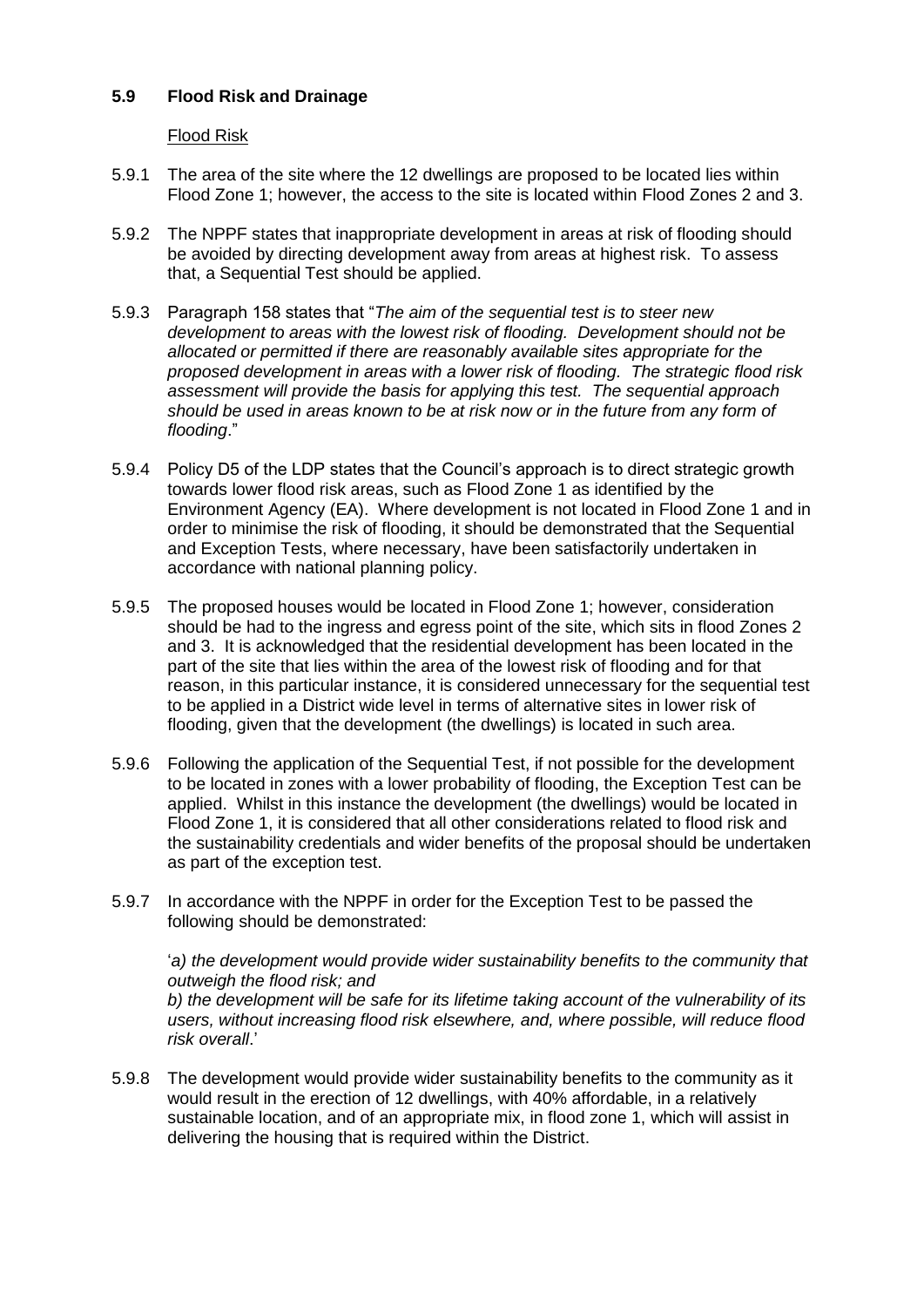### 5.9 Flood Risk and Drainage

Flood Risk

5.9.1 The area of the site where the 12 dwellings are proposed to be located lies within Flood Zone 1; however, the access to the site is located within Flood Zones 2 and 3.

5.9.2 The NPPF states that inappropriate development in areas at risk of flooding should be avoided by directing development away from areas at highest risk. To assess that, a Sequential Test should be applied.

5.9.3 Paragraph 158 states that "*The aim of the sequential test is to steer new development to areas with the lowest risk of flooding. Development should not be allocated or permitted if there are reasonably available sites appropriate for the proposed development in areas with a lower risk of flooding. The strategic flood risk assessment will provide the basis for applying this test. The sequential approach should be used in areas known to be at risk now or in the future from any form of flooding*."

5.9.4 Policy D5 of the LDP states that the Council's approach is to direct strategic growth towards lower flood risk areas, such as Flood Zone 1 as identified by the Environment Agency (EA). Where development is not located in Flood Zone 1 and in order to minimise the risk of flooding, it should be demonstrated that the Sequential and Exception Tests, where necessary, have been satisfactorily undertaken in accordance with national planning policy.

5.9.5 The proposed houses would be located in Flood Zone 1; however, consideration should be had to the ingress and egress point of the site, which sits in flood Zones 2 and 3. It is acknowledged that the residential development has been located in the part of the site that lies within the area of the lowest risk of flooding and for that reason, in this particular instance, it is considered unnecessary for the sequential test to be applied in a District wide level in terms of alternative sites in lower risk of flooding, given that the development (the dwellings) is located in such area.

5.9.6 Following the application of the Sequential Test, if not possible for the development to be located in zones with a lower probability of flooding, the Exception Test can be applied. Whilst in this instance the development (the dwellings) would be located in Flood Zone 1, it is considered that all other considerations related to flood risk and the sustainability credentials and wider benefits of the proposal should be undertaken as part of the exception test.

5.9.7 In accordance with the NPPF in order for the Exception Test to be passed the following should be demonstrated:

'*a) the development would provide wider sustainability benefits to the community that outweigh the flood risk; and*
*b) the development will be safe for its lifetime taking account of the vulnerability of its users, without increasing flood risk elsewhere, and, where possible, will reduce flood risk overall*.'

5.9.8 The development would provide wider sustainability benefits to the community as it would result in the erection of 12 dwellings, with 40% affordable, in a relatively sustainable location, and of an appropriate mix, in flood zone 1, which will assist in delivering the housing that is required within the District.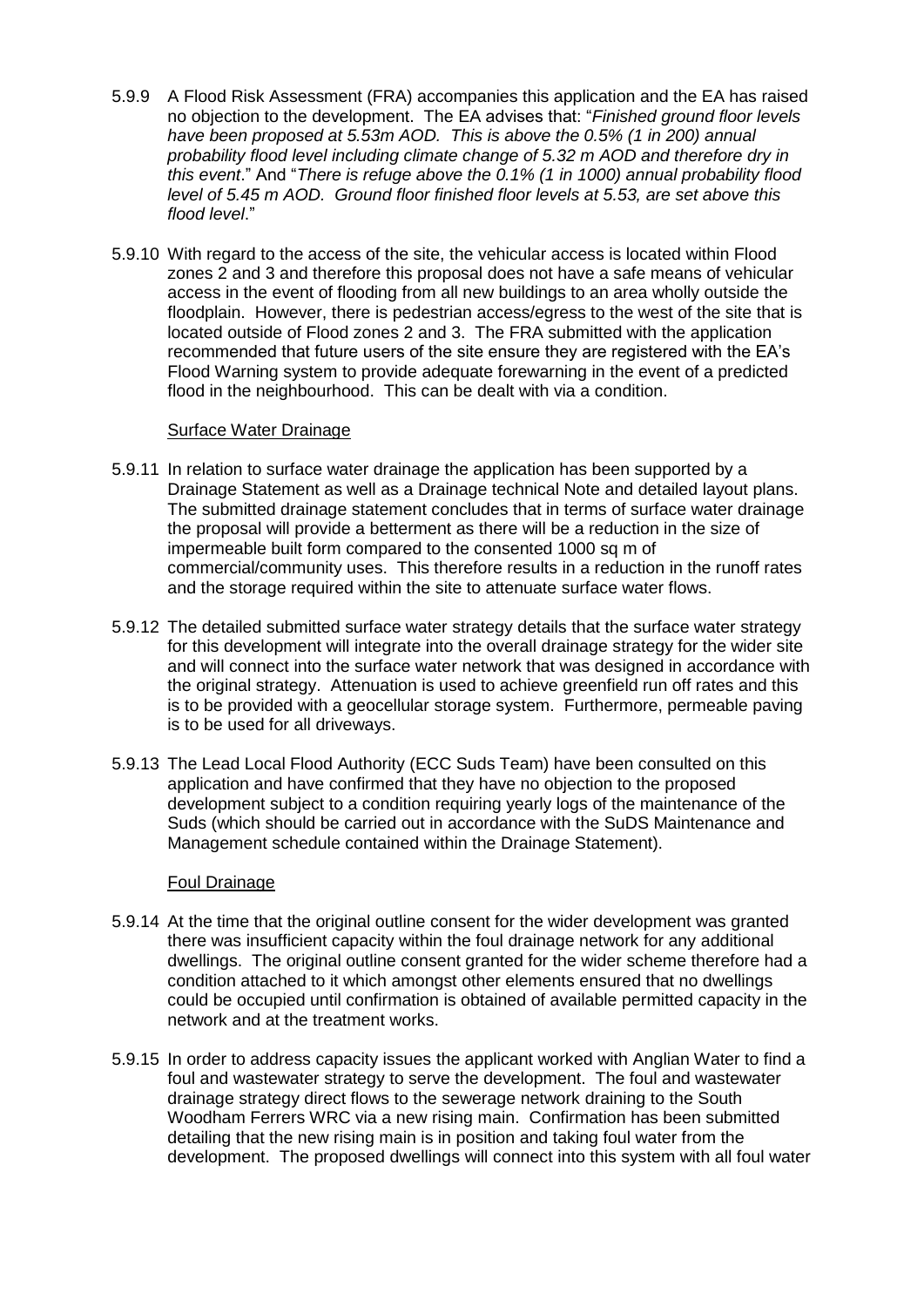5.9.9 A Flood Risk Assessment (FRA) accompanies this application and the EA has raised no objection to the development. The EA advises that: "*Finished ground floor levels have been proposed at 5.53m AOD. This is above the 0.5% (1 in 200) annual probability flood level including climate change of 5.32 m AOD and therefore dry in this event*." And "*There is refuge above the 0.1% (1 in 1000) annual probability flood level of 5.45 m AOD. Ground floor finished floor levels at 5.53, are set above this flood level*."

5.9.10 With regard to the access of the site, the vehicular access is located within Flood zones 2 and 3 and therefore this proposal does not have a safe means of vehicular access in the event of flooding from all new buildings to an area wholly outside the floodplain. However, there is pedestrian access/egress to the west of the site that is located outside of Flood zones 2 and 3. The FRA submitted with the application recommended that future users of the site ensure they are registered with the EA's Flood Warning system to provide adequate forewarning in the event of a predicted flood in the neighbourhood. This can be dealt with via a condition.

Surface Water Drainage

5.9.11 In relation to surface water drainage the application has been supported by a Drainage Statement as well as a Drainage technical Note and detailed layout plans. The submitted drainage statement concludes that in terms of surface water drainage the proposal will provide a betterment as there will be a reduction in the size of impermeable built form compared to the consented 1000 sq m of commercial/community uses. This therefore results in a reduction in the runoff rates and the storage required within the site to attenuate surface water flows.

5.9.12 The detailed submitted surface water strategy details that the surface water strategy for this development will integrate into the overall drainage strategy for the wider site and will connect into the surface water network that was designed in accordance with the original strategy. Attenuation is used to achieve greenfield run off rates and this is to be provided with a geocellular storage system. Furthermore, permeable paving is to be used for all driveways.

5.9.13 The Lead Local Flood Authority (ECC Suds Team) have been consulted on this application and have confirmed that they have no objection to the proposed development subject to a condition requiring yearly logs of the maintenance of the Suds (which should be carried out in accordance with the SuDS Maintenance and Management schedule contained within the Drainage Statement).

Foul Drainage

5.9.14 At the time that the original outline consent for the wider development was granted there was insufficient capacity within the foul drainage network for any additional dwellings. The original outline consent granted for the wider scheme therefore had a condition attached to it which amongst other elements ensured that no dwellings could be occupied until confirmation is obtained of available permitted capacity in the network and at the treatment works.

5.9.15 In order to address capacity issues the applicant worked with Anglian Water to find a foul and wastewater strategy to serve the development. The foul and wastewater drainage strategy direct flows to the sewerage network draining to the South Woodham Ferrers WRC via a new rising main. Confirmation has been submitted detailing that the new rising main is in position and taking foul water from the development. The proposed dwellings will connect into this system with all foul water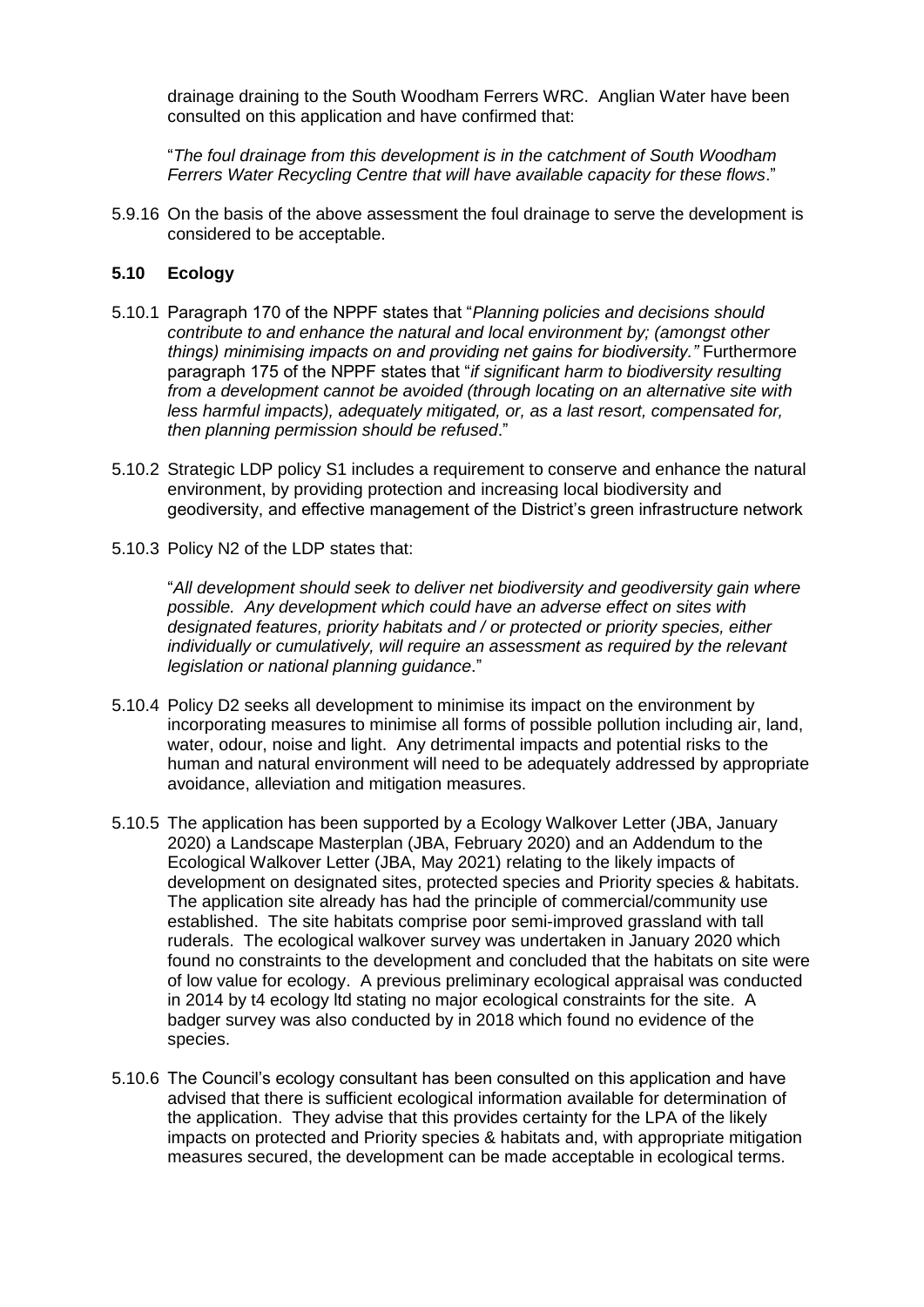drainage draining to the South Woodham Ferrers WRC. Anglian Water have been consulted on this application and have confirmed that:

"*The foul drainage from this development is in the catchment of South Woodham Ferrers Water Recycling Centre that will have available capacity for these flows*."

5.9.16 On the basis of the above assessment the foul drainage to serve the development is considered to be acceptable.

### 5.10 Ecology

5.10.1 Paragraph 170 of the NPPF states that "*Planning policies and decisions should contribute to and enhance the natural and local environment by; (amongst other things) minimising impacts on and providing net gains for biodiversity."* Furthermore paragraph 175 of the NPPF states that "*if significant harm to biodiversity resulting from a development cannot be avoided (through locating on an alternative site with less harmful impacts), adequately mitigated, or, as a last resort, compensated for, then planning permission should be refused*."

5.10.2 Strategic LDP policy S1 includes a requirement to conserve and enhance the natural environment, by providing protection and increasing local biodiversity and geodiversity, and effective management of the District's green infrastructure network

5.10.3 Policy N2 of the LDP states that:

"*All development should seek to deliver net biodiversity and geodiversity gain where possible. Any development which could have an adverse effect on sites with designated features, priority habitats and / or protected or priority species, either individually or cumulatively, will require an assessment as required by the relevant legislation or national planning guidance*."

5.10.4 Policy D2 seeks all development to minimise its impact on the environment by incorporating measures to minimise all forms of possible pollution including air, land, water, odour, noise and light. Any detrimental impacts and potential risks to the human and natural environment will need to be adequately addressed by appropriate avoidance, alleviation and mitigation measures.

5.10.5 The application has been supported by a Ecology Walkover Letter (JBA, January 2020) a Landscape Masterplan (JBA, February 2020) and an Addendum to the Ecological Walkover Letter (JBA, May 2021) relating to the likely impacts of development on designated sites, protected species and Priority species & habitats. The application site already has had the principle of commercial/community use established. The site habitats comprise poor semi-improved grassland with tall ruderals. The ecological walkover survey was undertaken in January 2020 which found no constraints to the development and concluded that the habitats on site were of low value for ecology. A previous preliminary ecological appraisal was conducted in 2014 by t4 ecology ltd stating no major ecological constraints for the site. A badger survey was also conducted by in 2018 which found no evidence of the species.

5.10.6 The Council's ecology consultant has been consulted on this application and have advised that there is sufficient ecological information available for determination of the application. They advise that this provides certainty for the LPA of the likely impacts on protected and Priority species & habitats and, with appropriate mitigation measures secured, the development can be made acceptable in ecological terms.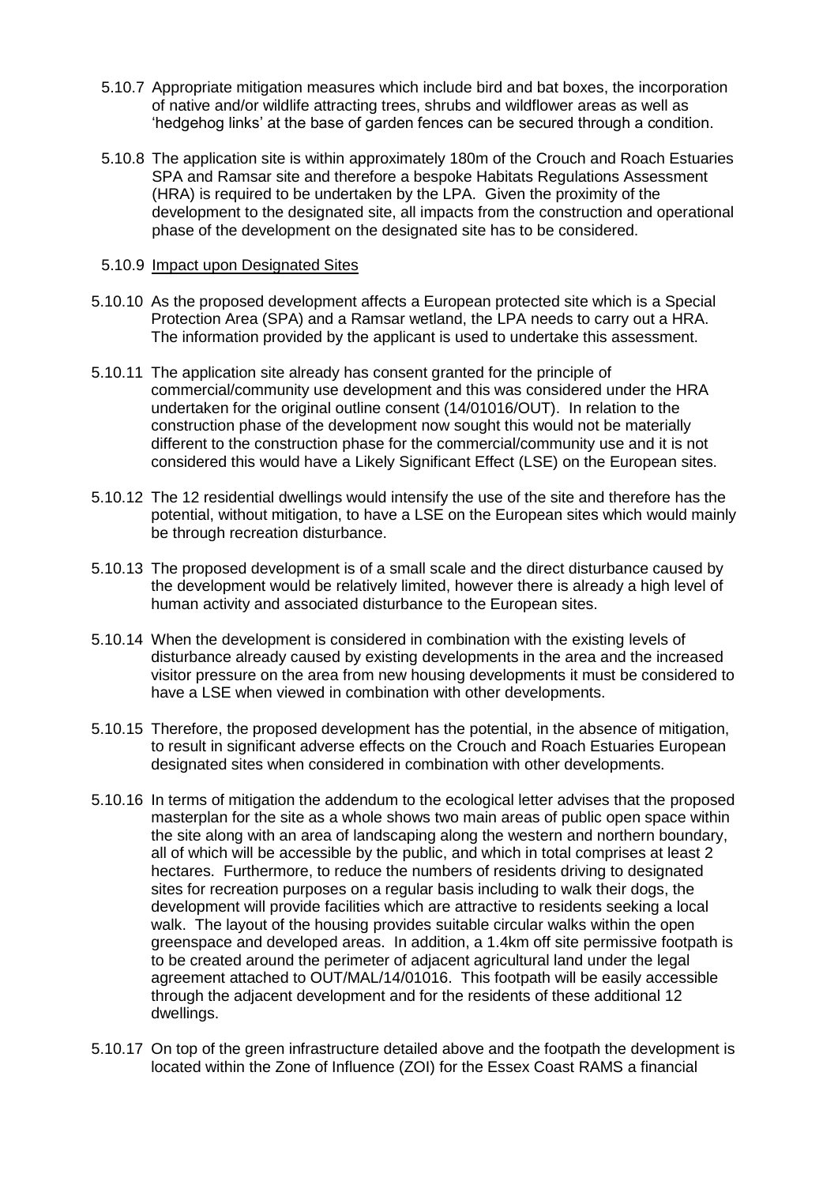5.10.7 Appropriate mitigation measures which include bird and bat boxes, the incorporation of native and/or wildlife attracting trees, shrubs and wildflower areas as well as 'hedgehog links' at the base of garden fences can be secured through a condition.

5.10.8 The application site is within approximately 180m of the Crouch and Roach Estuaries SPA and Ramsar site and therefore a bespoke Habitats Regulations Assessment (HRA) is required to be undertaken by the LPA. Given the proximity of the development to the designated site, all impacts from the construction and operational phase of the development on the designated site has to be considered.

5.10.9 Impact upon Designated Sites

5.10.10 As the proposed development affects a European protected site which is a Special Protection Area (SPA) and a Ramsar wetland, the LPA needs to carry out a HRA. The information provided by the applicant is used to undertake this assessment.

5.10.11 The application site already has consent granted for the principle of commercial/community use development and this was considered under the HRA undertaken for the original outline consent (14/01016/OUT). In relation to the construction phase of the development now sought this would not be materially different to the construction phase for the commercial/community use and it is not considered this would have a Likely Significant Effect (LSE) on the European sites.

5.10.12 The 12 residential dwellings would intensify the use of the site and therefore has the potential, without mitigation, to have a LSE on the European sites which would mainly be through recreation disturbance.

5.10.13 The proposed development is of a small scale and the direct disturbance caused by the development would be relatively limited, however there is already a high level of human activity and associated disturbance to the European sites.

5.10.14 When the development is considered in combination with the existing levels of disturbance already caused by existing developments in the area and the increased visitor pressure on the area from new housing developments it must be considered to have a LSE when viewed in combination with other developments.

5.10.15 Therefore, the proposed development has the potential, in the absence of mitigation, to result in significant adverse effects on the Crouch and Roach Estuaries European designated sites when considered in combination with other developments.

5.10.16 In terms of mitigation the addendum to the ecological letter advises that the proposed masterplan for the site as a whole shows two main areas of public open space within the site along with an area of landscaping along the western and northern boundary, all of which will be accessible by the public, and which in total comprises at least 2 hectares. Furthermore, to reduce the numbers of residents driving to designated sites for recreation purposes on a regular basis including to walk their dogs, the development will provide facilities which are attractive to residents seeking a local walk. The layout of the housing provides suitable circular walks within the open greenspace and developed areas. In addition, a 1.4km off site permissive footpath is to be created around the perimeter of adjacent agricultural land under the legal agreement attached to OUT/MAL/14/01016. This footpath will be easily accessible through the adjacent development and for the residents of these additional 12 dwellings.

5.10.17 On top of the green infrastructure detailed above and the footpath the development is located within the Zone of Influence (ZOI) for the Essex Coast RAMS a financial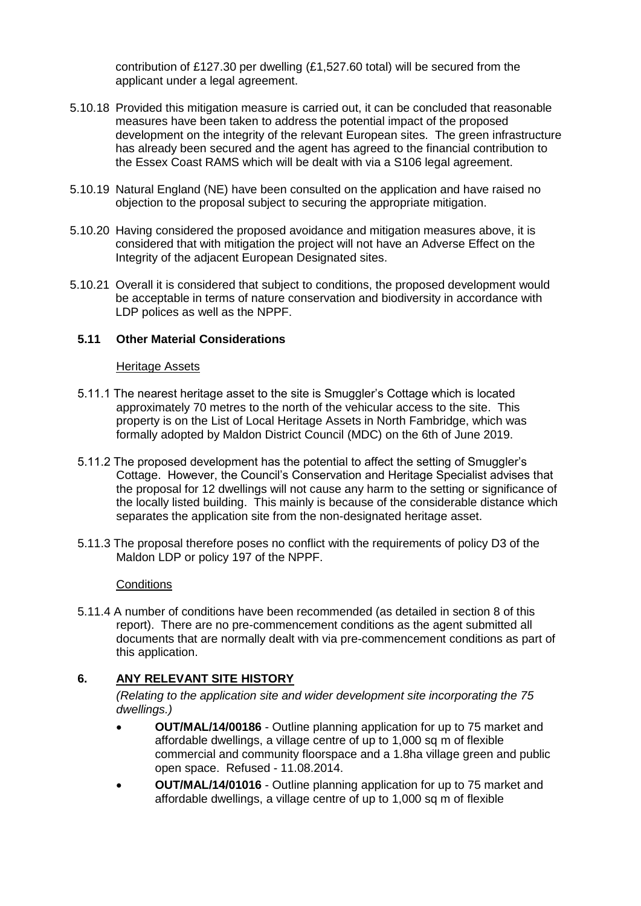contribution of £127.30 per dwelling (£1,527.60 total) will be secured from the applicant under a legal agreement.

5.10.18 Provided this mitigation measure is carried out, it can be concluded that reasonable measures have been taken to address the potential impact of the proposed development on the integrity of the relevant European sites. The green infrastructure has already been secured and the agent has agreed to the financial contribution to the Essex Coast RAMS which will be dealt with via a S106 legal agreement.

5.10.19 Natural England (NE) have been consulted on the application and have raised no objection to the proposal subject to securing the appropriate mitigation.

5.10.20 Having considered the proposed avoidance and mitigation measures above, it is considered that with mitigation the project will not have an Adverse Effect on the Integrity of the adjacent European Designated sites.

5.10.21 Overall it is considered that subject to conditions, the proposed development would be acceptable in terms of nature conservation and biodiversity in accordance with LDP polices as well as the NPPF.

### 5.11 Other Material Considerations

Heritage Assets

5.11.1 The nearest heritage asset to the site is Smuggler's Cottage which is located approximately 70 metres to the north of the vehicular access to the site. This property is on the List of Local Heritage Assets in North Fambridge, which was formally adopted by Maldon District Council (MDC) on the 6th of June 2019.

5.11.2 The proposed development has the potential to affect the setting of Smuggler's Cottage. However, the Council's Conservation and Heritage Specialist advises that the proposal for 12 dwellings will not cause any harm to the setting or significance of the locally listed building. This mainly is because of the considerable distance which separates the application site from the non-designated heritage asset.

5.11.3 The proposal therefore poses no conflict with the requirements of policy D3 of the Maldon LDP or policy 197 of the NPPF.

Conditions

5.11.4 A number of conditions have been recommended (as detailed in section 8 of this report). There are no pre-commencement conditions as the agent submitted all documents that are normally dealt with via pre-commencement conditions as part of this application.

## 6. ANY RELEVANT SITE HISTORY

*(Relating to the application site and wider development site incorporating the 75 dwellings.)*

- **OUT/MAL/14/00186** - Outline planning application for up to 75 market and affordable dwellings, a village centre of up to 1,000 sq m of flexible commercial and community floorspace and a 1.8ha village green and public open space. Refused - 11.08.2014.
- **OUT/MAL/14/01016** - Outline planning application for up to 75 market and affordable dwellings, a village centre of up to 1,000 sq m of flexible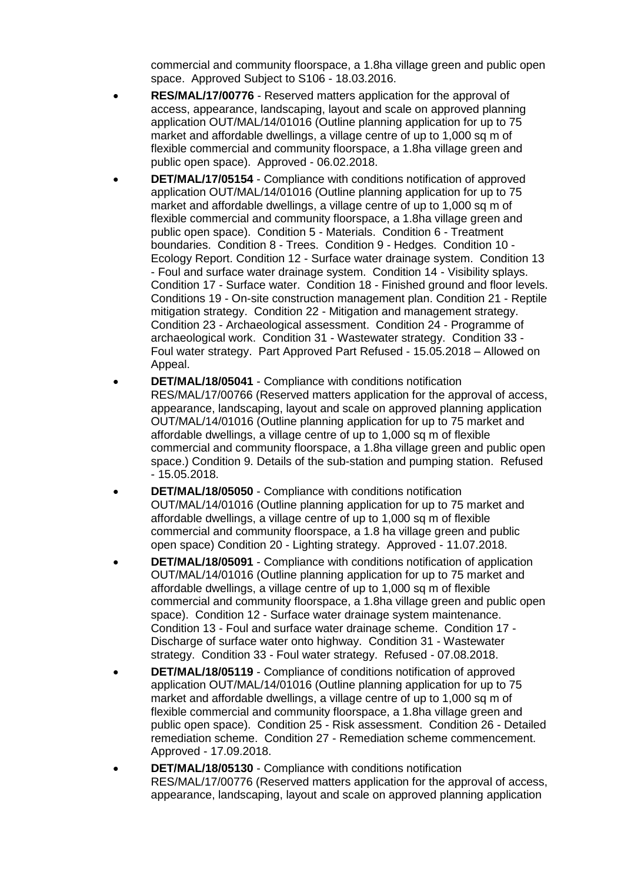commercial and community floorspace, a 1.8ha village green and public open space. Approved Subject to S106 - 18.03.2016.

- **RES/MAL/17/00776** - Reserved matters application for the approval of access, appearance, landscaping, layout and scale on approved planning application OUT/MAL/14/01016 (Outline planning application for up to 75 market and affordable dwellings, a village centre of up to 1,000 sq m of flexible commercial and community floorspace, a 1.8ha village green and public open space). Approved - 06.02.2018.
- **DET/MAL/17/05154** - Compliance with conditions notification of approved application OUT/MAL/14/01016 (Outline planning application for up to 75 market and affordable dwellings, a village centre of up to 1,000 sq m of flexible commercial and community floorspace, a 1.8ha village green and public open space). Condition 5 - Materials. Condition 6 - Treatment boundaries. Condition 8 - Trees. Condition 9 - Hedges. Condition 10 - Ecology Report. Condition 12 - Surface water drainage system. Condition 13 - Foul and surface water drainage system. Condition 14 - Visibility splays. Condition 17 - Surface water. Condition 18 - Finished ground and floor levels. Conditions 19 - On-site construction management plan. Condition 21 - Reptile mitigation strategy. Condition 22 - Mitigation and management strategy. Condition 23 - Archaeological assessment. Condition 24 - Programme of archaeological work. Condition 31 - Wastewater strategy. Condition 33 - Foul water strategy. Part Approved Part Refused - 15.05.2018 – Allowed on Appeal.
- **DET/MAL/18/05041** - Compliance with conditions notification RES/MAL/17/00766 (Reserved matters application for the approval of access, appearance, landscaping, layout and scale on approved planning application OUT/MAL/14/01016 (Outline planning application for up to 75 market and affordable dwellings, a village centre of up to 1,000 sq m of flexible commercial and community floorspace, a 1.8ha village green and public open space.) Condition 9. Details of the sub-station and pumping station. Refused - 15.05.2018.
- **DET/MAL/18/05050** - Compliance with conditions notification OUT/MAL/14/01016 (Outline planning application for up to 75 market and affordable dwellings, a village centre of up to 1,000 sq m of flexible commercial and community floorspace, a 1.8 ha village green and public open space) Condition 20 - Lighting strategy. Approved - 11.07.2018.
- **DET/MAL/18/05091** - Compliance with conditions notification of application OUT/MAL/14/01016 (Outline planning application for up to 75 market and affordable dwellings, a village centre of up to 1,000 sq m of flexible commercial and community floorspace, a 1.8ha village green and public open space). Condition 12 - Surface water drainage system maintenance. Condition 13 - Foul and surface water drainage scheme. Condition 17 - Discharge of surface water onto highway. Condition 31 - Wastewater strategy. Condition 33 - Foul water strategy. Refused - 07.08.2018.
- **DET/MAL/18/05119** - Compliance of conditions notification of approved application OUT/MAL/14/01016 (Outline planning application for up to 75 market and affordable dwellings, a village centre of up to 1,000 sq m of flexible commercial and community floorspace, a 1.8ha village green and public open space). Condition 25 - Risk assessment. Condition 26 - Detailed remediation scheme. Condition 27 - Remediation scheme commencement. Approved - 17.09.2018.
- **DET/MAL/18/05130** - Compliance with conditions notification RES/MAL/17/00776 (Reserved matters application for the approval of access, appearance, landscaping, layout and scale on approved planning application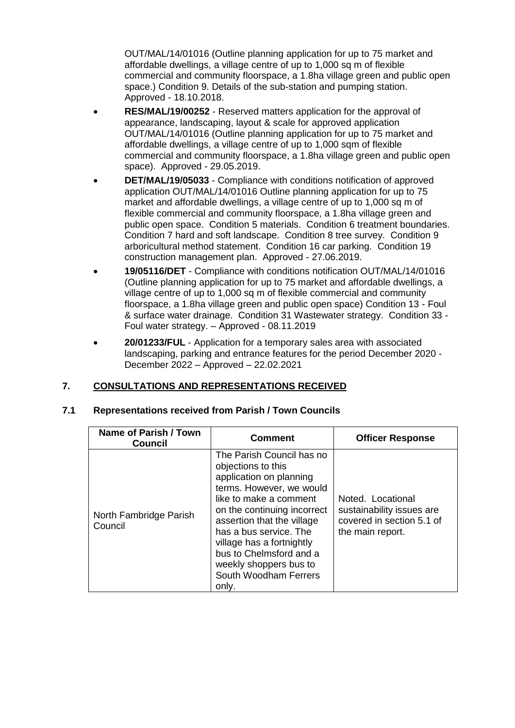OUT/MAL/14/01016 (Outline planning application for up to 75 market and affordable dwellings, a village centre of up to 1,000 sq m of flexible commercial and community floorspace, a 1.8ha village green and public open space.) Condition 9. Details of the sub-station and pumping station. Approved - 18.10.2018.

- **RES/MAL/19/00252** - Reserved matters application for the approval of appearance, landscaping, layout & scale for approved application OUT/MAL/14/01016 (Outline planning application for up to 75 market and affordable dwellings, a village centre of up to 1,000 sqm of flexible commercial and community floorspace, a 1.8ha village green and public open space). Approved - 29.05.2019.
- **DET/MAL/19/05033** - Compliance with conditions notification of approved application OUT/MAL/14/01016 Outline planning application for up to 75 market and affordable dwellings, a village centre of up to 1,000 sq m of flexible commercial and community floorspace, a 1.8ha village green and public open space. Condition 5 materials. Condition 6 treatment boundaries. Condition 7 hard and soft landscape. Condition 8 tree survey. Condition 9 arboricultural method statement. Condition 16 car parking. Condition 19 construction management plan. Approved - 27.06.2019.
- **19/05116/DET** - Compliance with conditions notification OUT/MAL/14/01016 (Outline planning application for up to 75 market and affordable dwellings, a village centre of up to 1,000 sq m of flexible commercial and community floorspace, a 1.8ha village green and public open space) Condition 13 - Foul & surface water drainage. Condition 31 Wastewater strategy. Condition 33 - Foul water strategy. – Approved - 08.11.2019
- **20/01233/FUL** - Application for a temporary sales area with associated landscaping, parking and entrance features for the period December 2020 - December 2022 – Approved – 22.02.2021

## 7. CONSULTATIONS AND REPRESENTATIONS RECEIVED

### 7.1 Representations received from Parish / Town Councils

| Name of Parish / Town Council | Comment | Officer Response |
|---|---|---|
| North Fambridge Parish Council | The Parish Council has no objections to this application on planning terms. However, we would like to make a comment on the continuing incorrect assertion that the village has a bus service. The village has a fortnightly bus to Chelmsford and a weekly shoppers bus to South Woodham Ferrers only. | Noted. Locational sustainability issues are covered in section 5.1 of the main report. |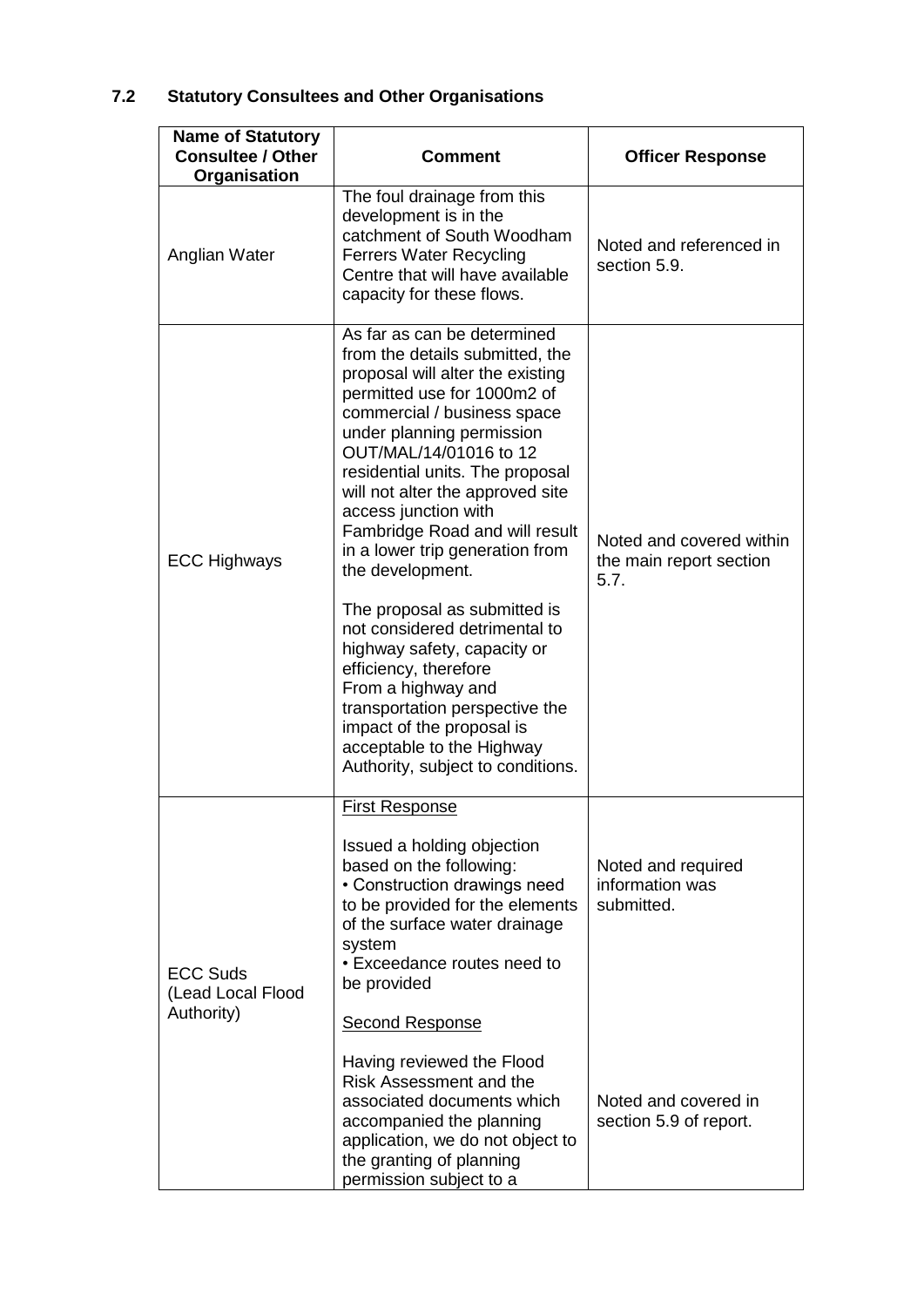## 7.2 Statutory Consultees and Other Organisations

| Name of Statutory Consultee / Other Organisation | Comment | Officer Response |
|---|---|---|
| Anglian Water | The foul drainage from this development is in the catchment of South Woodham Ferrers Water Recycling Centre that will have available capacity for these flows. | Noted and referenced in section 5.9. |
| ECC Highways | As far as can be determined from the details submitted, the proposal will alter the existing permitted use for 1000m2 of commercial / business space under planning permission OUT/MAL/14/01016 to 12 residential units. The proposal will not alter the approved site access junction with Fambridge Road and will result in a lower trip generation from the development.<br><br>The proposal as submitted is not considered detrimental to highway safety, capacity or efficiency, therefore From a highway and transportation perspective the impact of the proposal is acceptable to the Highway Authority, subject to conditions. | Noted and covered within the main report section 5.7. |
| ECC Suds (Lead Local Flood Authority) | <u>First Response</u><br><br>Issued a holding objection based on the following:<br>• Construction drawings need to be provided for the elements of the surface water drainage system<br>• Exceedance routes need to be provided<br><br><u>Second Response</u><br><br>Having reviewed the Flood Risk Assessment and the associated documents which accompanied the planning application, we do not object to the granting of planning permission subject to a | Noted and required information was submitted.<br><br>Noted and covered in section 5.9 of report. |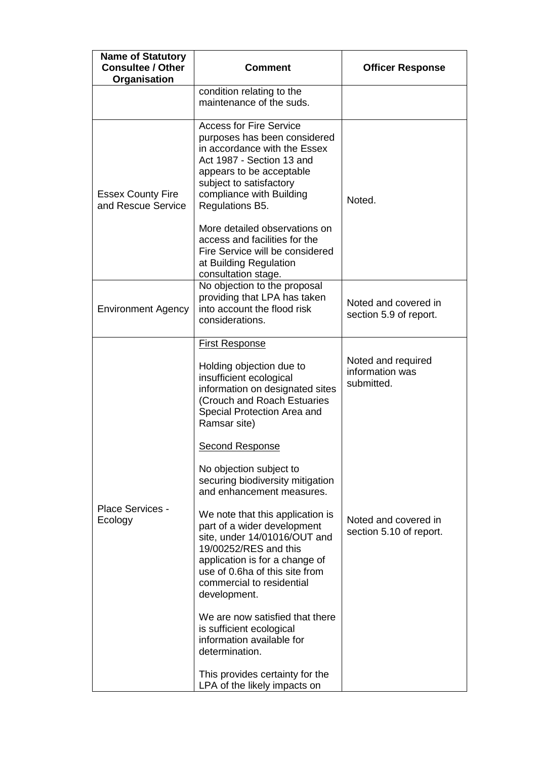| Name of Statutory Consultee / Other Organisation | Comment | Officer Response |
|---|---|---|
| | condition relating to the maintenance of the suds. | |
| Essex County Fire and Rescue Service | Access for Fire Service purposes has been considered in accordance with the Essex Act 1987 - Section 13 and appears to be acceptable subject to satisfactory compliance with Building Regulations B5.<br><br>More detailed observations on access and facilities for the Fire Service will be considered at Building Regulation consultation stage. | Noted. |
| Environment Agency | No objection to the proposal providing that LPA has taken into account the flood risk considerations. | Noted and covered in section 5.9 of report. |
| Place Services - Ecology | <u>First Response</u><br><br>Holding objection due to insufficient ecological information on designated sites (Crouch and Roach Estuaries Special Protection Area and Ramsar site)<br><br><u>Second Response</u><br><br>No objection subject to securing biodiversity mitigation and enhancement measures.<br><br>We note that this application is part of a wider development site, under 14/01016/OUT and 19/00252/RES and this application is for a change of use of 0.6ha of this site from commercial to residential development.<br><br>We are now satisfied that there is sufficient ecological information available for determination.<br><br>This provides certainty for the LPA of the likely impacts on | Noted and required information was submitted.<br><br>Noted and covered in section 5.10 of report. |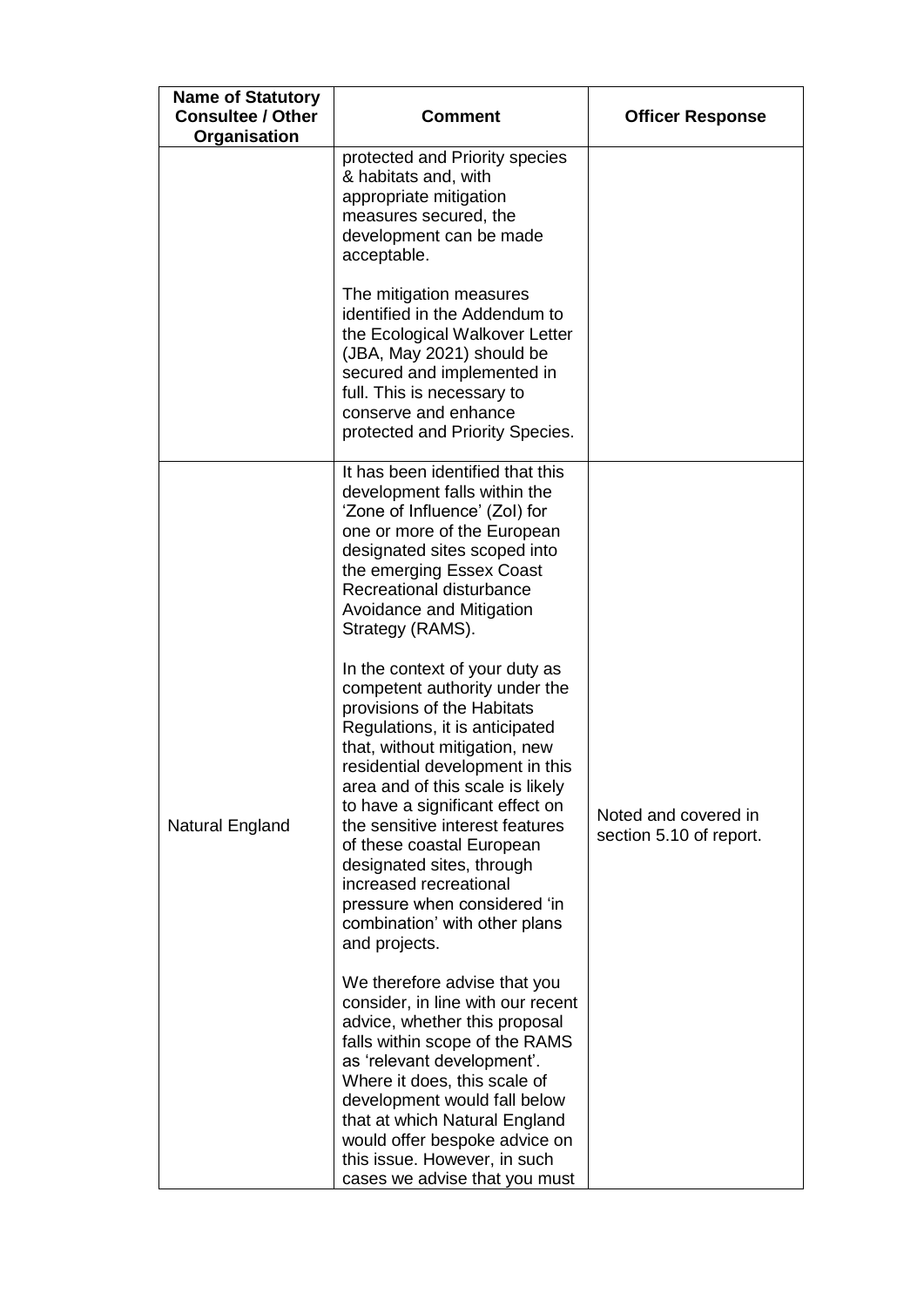| Name of Statutory Consultee / Other Organisation | Comment | Officer Response |
|---|---|---|
| | protected and Priority species & habitats and, with appropriate mitigation measures secured, the development can be made acceptable.<br><br>The mitigation measures identified in the Addendum to the Ecological Walkover Letter (JBA, May 2021) should be secured and implemented in full. This is necessary to conserve and enhance protected and Priority Species. | |
| Natural England | It has been identified that this development falls within the 'Zone of Influence' (ZoI) for one or more of the European designated sites scoped into the emerging Essex Coast Recreational disturbance Avoidance and Mitigation Strategy (RAMS).<br><br>In the context of your duty as competent authority under the provisions of the Habitats Regulations, it is anticipated that, without mitigation, new residential development in this area and of this scale is likely to have a significant effect on the sensitive interest features of these coastal European designated sites, through increased recreational pressure when considered 'in combination' with other plans and projects.<br><br>We therefore advise that you consider, in line with our recent advice, whether this proposal falls within scope of the RAMS as 'relevant development'. Where it does, this scale of development would fall below that at which Natural England would offer bespoke advice on this issue. However, in such cases we advise that you must | Noted and covered in section 5.10 of report. |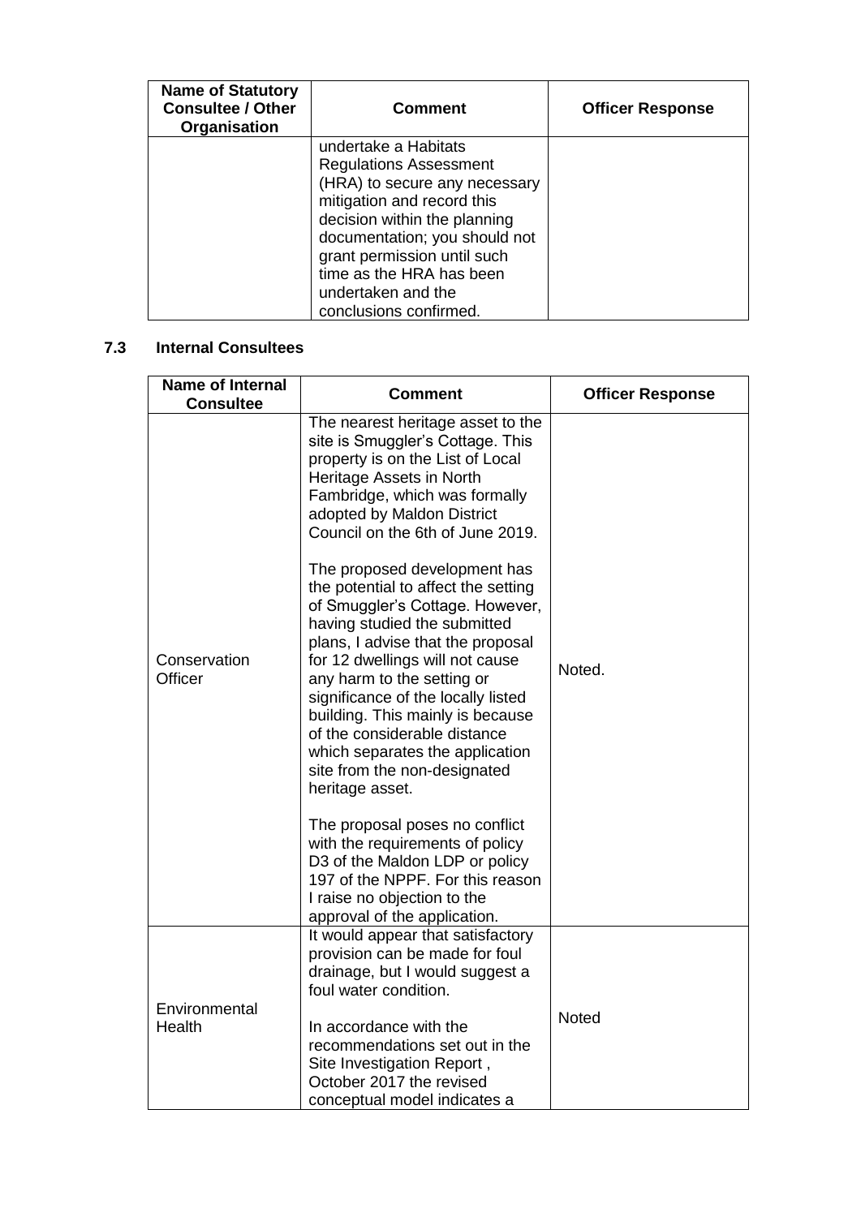| Name of Statutory Consultee / Other Organisation | Comment | Officer Response |
|---|---|---|
| | undertake a Habitats Regulations Assessment (HRA) to secure any necessary mitigation and record this decision within the planning documentation; you should not grant permission until such time as the HRA has been undertaken and the conclusions confirmed. | |

## 7.3 Internal Consultees

| Name of Internal Consultee | Comment | Officer Response |
|---|---|---|
| Conservation Officer | The nearest heritage asset to the site is Smuggler's Cottage. This property is on the List of Local Heritage Assets in North Fambridge, which was formally adopted by Maldon District Council on the 6th of June 2019.<br><br>The proposed development has the potential to affect the setting of Smuggler's Cottage. However, having studied the submitted plans, I advise that the proposal for 12 dwellings will not cause any harm to the setting or significance of the locally listed building. This mainly is because of the considerable distance which separates the application site from the non-designated heritage asset.<br><br>The proposal poses no conflict with the requirements of policy D3 of the Maldon LDP or policy 197 of the NPPF. For this reason I raise no objection to the approval of the application. | Noted. |
| Environmental Health | It would appear that satisfactory provision can be made for foul drainage, but I would suggest a foul water condition.<br><br>In accordance with the recommendations set out in the Site Investigation Report , October 2017 the revised conceptual model indicates a | Noted |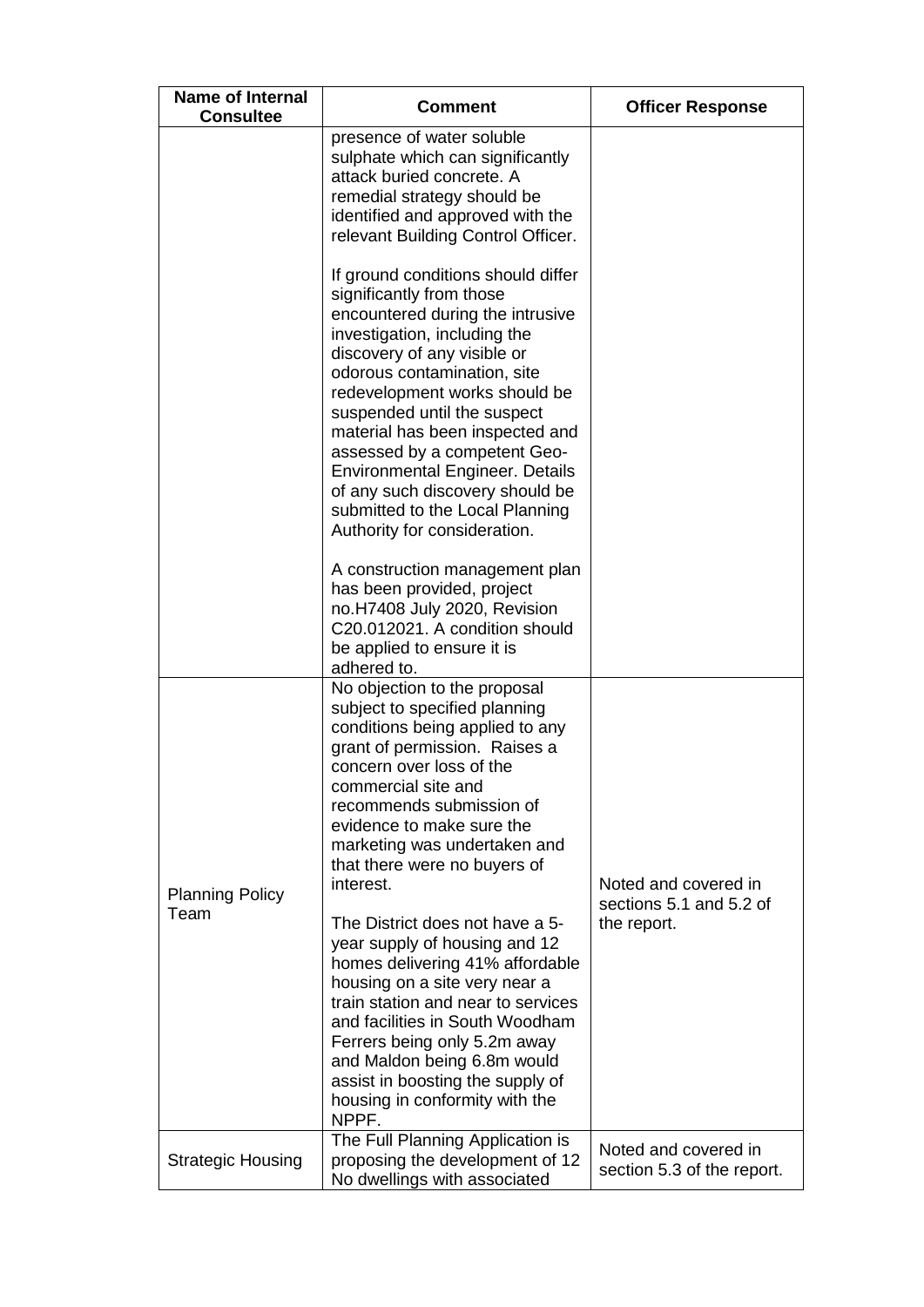| Name of Internal Consultee | Comment | Officer Response |
|---|---|---|
| | presence of water soluble sulphate which can significantly attack buried concrete. A remedial strategy should be identified and approved with the relevant Building Control Officer.<br><br>If ground conditions should differ significantly from those encountered during the intrusive investigation, including the discovery of any visible or odorous contamination, site redevelopment works should be suspended until the suspect material has been inspected and assessed by a competent Geo-Environmental Engineer. Details of any such discovery should be submitted to the Local Planning Authority for consideration.<br><br>A construction management plan has been provided, project no.H7408 July 2020, Revision C20.012021. A condition should be applied to ensure it is adhered to. | |
| Planning Policy Team | No objection to the proposal subject to specified planning conditions being applied to any grant of permission. Raises a concern over loss of the commercial site and recommends submission of evidence to make sure the marketing was undertaken and that there were no buyers of interest.<br><br>The District does not have a 5-year supply of housing and 12 homes delivering 41% affordable housing on a site very near a train station and near to services and facilities in South Woodham Ferrers being only 5.2m away and Maldon being 6.8m would assist in boosting the supply of housing in conformity with the NPPF. | Noted and covered in sections 5.1 and 5.2 of the report. |
| Strategic Housing | The Full Planning Application is proposing the development of 12 No dwellings with associated | Noted and covered in section 5.3 of the report. |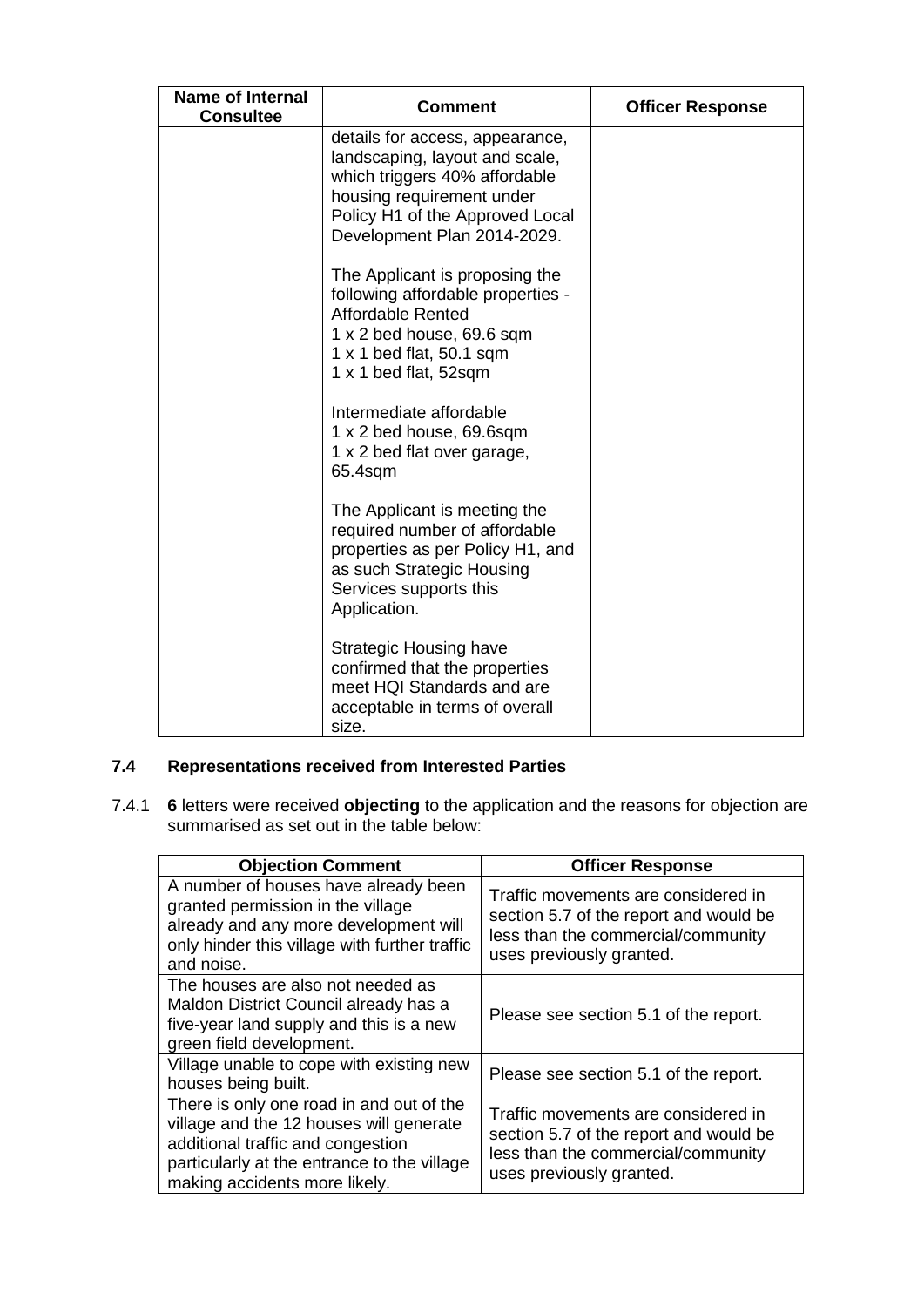| Name of Internal Consultee | Comment | Officer Response |
| --- | --- | --- |
| | details for access, appearance, landscaping, layout and scale, which triggers 40% affordable housing requirement under Policy H1 of the Approved Local Development Plan 2014-2029.<br><br>The Applicant is proposing the following affordable properties - Affordable Rented<br>1 x 2 bed house, 69.6 sqm<br>1 x 1 bed flat, 50.1 sqm<br>1 x 1 bed flat, 52sqm<br><br>Intermediate affordable<br>1 x 2 bed house, 69.6sqm<br>1 x 2 bed flat over garage, 65.4sqm<br><br>The Applicant is meeting the required number of affordable properties as per Policy H1, and as such Strategic Housing Services supports this Application.<br><br>Strategic Housing have confirmed that the properties meet HQI Standards and are acceptable in terms of overall size. | |

### 7.4 Representations received from Interested Parties

7.4.1 **6** letters were received **objecting** to the application and the reasons for objection are summarised as set out in the table below:

| Objection Comment | Officer Response |
| --- | --- |
| A number of houses have already been granted permission in the village already and any more development will only hinder this village with further traffic and noise. | Traffic movements are considered in section 5.7 of the report and would be less than the commercial/community uses previously granted. |
| The houses are also not needed as Maldon District Council already has a five-year land supply and this is a new green field development. | Please see section 5.1 of the report. |
| Village unable to cope with existing new houses being built. | Please see section 5.1 of the report. |
| There is only one road in and out of the village and the 12 houses will generate additional traffic and congestion particularly at the entrance to the village making accidents more likely. | Traffic movements are considered in section 5.7 of the report and would be less than the commercial/community uses previously granted. |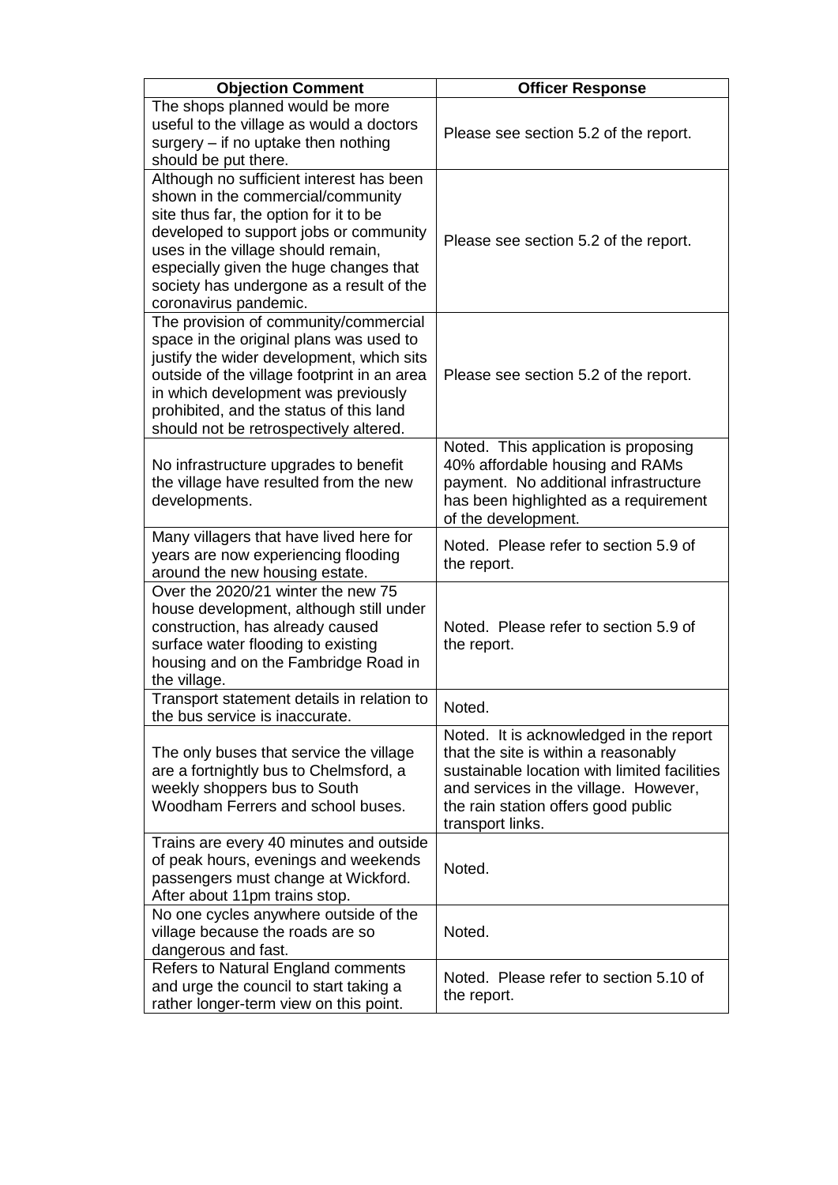| Objection Comment | Officer Response |
|---|---|
| The shops planned would be more useful to the village as would a doctors surgery – if no uptake then nothing should be put there. | Please see section 5.2 of the report. |
| Although no sufficient interest has been shown in the commercial/community site thus far, the option for it to be developed to support jobs or community uses in the village should remain, especially given the huge changes that society has undergone as a result of the coronavirus pandemic. | Please see section 5.2 of the report. |
| The provision of community/commercial space in the original plans was used to justify the wider development, which sits outside of the village footprint in an area in which development was previously prohibited, and the status of this land should not be retrospectively altered. | Please see section 5.2 of the report. |
| No infrastructure upgrades to benefit the village have resulted from the new developments. | Noted. This application is proposing 40% affordable housing and RAMs payment. No additional infrastructure has been highlighted as a requirement of the development. |
| Many villagers that have lived here for years are now experiencing flooding around the new housing estate. | Noted. Please refer to section 5.9 of the report. |
| Over the 2020/21 winter the new 75 house development, although still under construction, has already caused surface water flooding to existing housing and on the Fambridge Road in the village. | Noted. Please refer to section 5.9 of the report. |
| Transport statement details in relation to the bus service is inaccurate. | Noted. |
| The only buses that service the village are a fortnightly bus to Chelmsford, a weekly shoppers bus to South Woodham Ferrers and school buses. | Noted. It is acknowledged in the report that the site is within a reasonably sustainable location with limited facilities and services in the village. However, the rain station offers good public transport links. |
| Trains are every 40 minutes and outside of peak hours, evenings and weekends passengers must change at Wickford. After about 11pm trains stop. | Noted. |
| No one cycles anywhere outside of the village because the roads are so dangerous and fast. | Noted. |
| Refers to Natural England comments and urge the council to start taking a rather longer-term view on this point. | Noted. Please refer to section 5.10 of the report. |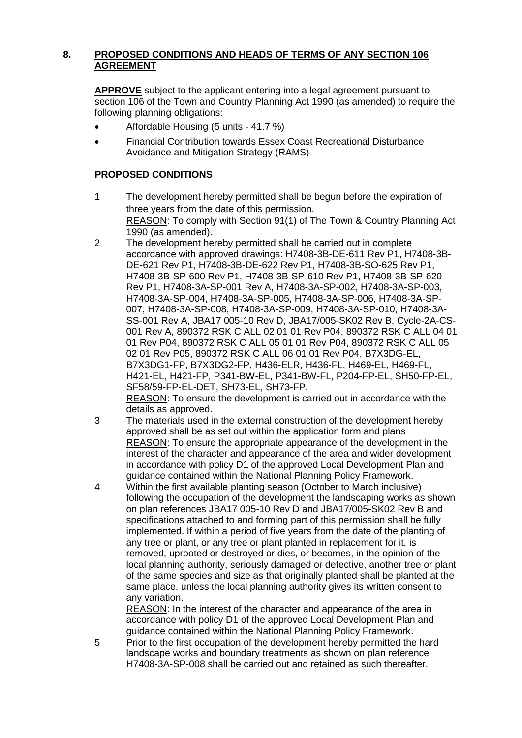## 8. PROPOSED CONDITIONS AND HEADS OF TERMS OF ANY SECTION 106 AGREEMENT

**APPROVE** subject to the applicant entering into a legal agreement pursuant to section 106 of the Town and Country Planning Act 1990 (as amended) to require the following planning obligations:

- Affordable Housing (5 units - 41.7 %)
- Financial Contribution towards Essex Coast Recreational Disturbance Avoidance and Mitigation Strategy (RAMS)

**PROPOSED CONDITIONS**

1. The development hereby permitted shall be begun before the expiration of three years from the date of this permission.
   REASON: To comply with Section 91(1) of The Town & Country Planning Act 1990 (as amended).

2. The development hereby permitted shall be carried out in complete accordance with approved drawings: H7408-3B-DE-611 Rev P1, H7408-3B-DE-621 Rev P1, H7408-3B-DE-622 Rev P1, H7408-3B-SO-625 Rev P1, H7408-3B-SP-600 Rev P1, H7408-3B-SP-610 Rev P1, H7408-3B-SP-620 Rev P1, H7408-3A-SP-001 Rev A, H7408-3A-SP-002, H7408-3A-SP-003, H7408-3A-SP-004, H7408-3A-SP-005, H7408-3A-SP-006, H7408-3A-SP-007, H7408-3A-SP-008, H7408-3A-SP-009, H7408-3A-SP-010, H7408-3A-SS-001 Rev A, JBA17 005-10 Rev D, JBA17/005-SK02 Rev B, Cycle-2A-CS-001 Rev A, 890372 RSK C ALL 02 01 01 Rev P04, 890372 RSK C ALL 04 01 01 Rev P04, 890372 RSK C ALL 05 01 01 Rev P04, 890372 RSK C ALL 05 02 01 Rev P05, 890372 RSK C ALL 06 01 01 Rev P04, B7X3DG-EL, B7X3DG1-FP, B7X3DG2-FP, H436-ELR, H436-FL, H469-EL, H469-FL, H421-EL, H421-FP, P341-BW-EL, P341-BW-FL, P204-FP-EL, SH50-FP-EL, SF58/59-FP-EL-DET, SH73-EL, SH73-FP.
   REASON: To ensure the development is carried out in accordance with the details as approved.

3. The materials used in the external construction of the development hereby approved shall be as set out within the application form and plans
   REASON: To ensure the appropriate appearance of the development in the interest of the character and appearance of the area and wider development in accordance with policy D1 of the approved Local Development Plan and guidance contained within the National Planning Policy Framework.

4. Within the first available planting season (October to March inclusive) following the occupation of the development the landscaping works as shown on plan references JBA17 005-10 Rev D and JBA17/005-SK02 Rev B and specifications attached to and forming part of this permission shall be fully implemented. If within a period of five years from the date of the planting of any tree or plant, or any tree or plant planted in replacement for it, is removed, uprooted or destroyed or dies, or becomes, in the opinion of the local planning authority, seriously damaged or defective, another tree or plant of the same species and size as that originally planted shall be planted at the same place, unless the local planning authority gives its written consent to any variation.
   REASON: In the interest of the character and appearance of the area in accordance with policy D1 of the approved Local Development Plan and guidance contained within the National Planning Policy Framework.

5. Prior to the first occupation of the development hereby permitted the hard landscape works and boundary treatments as shown on plan reference H7408-3A-SP-008 shall be carried out and retained as such thereafter.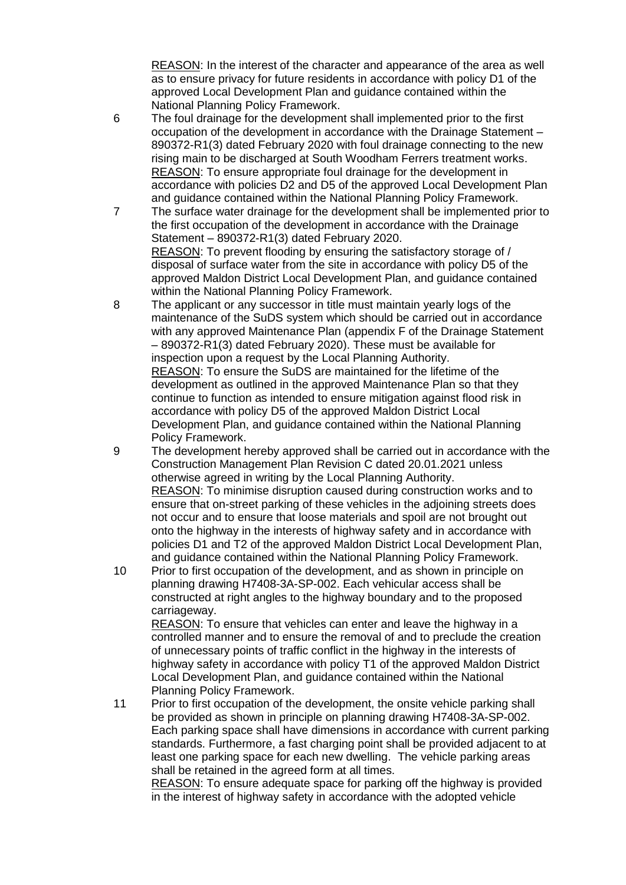REASON: In the interest of the character and appearance of the area as well as to ensure privacy for future residents in accordance with policy D1 of the approved Local Development Plan and guidance contained within the National Planning Policy Framework.

6 The foul drainage for the development shall implemented prior to the first occupation of the development in accordance with the Drainage Statement – 890372-R1(3) dated February 2020 with foul drainage connecting to the new rising main to be discharged at South Woodham Ferrers treatment works.
REASON: To ensure appropriate foul drainage for the development in accordance with policies D2 and D5 of the approved Local Development Plan and guidance contained within the National Planning Policy Framework.

7 The surface water drainage for the development shall be implemented prior to the first occupation of the development in accordance with the Drainage Statement – 890372-R1(3) dated February 2020.
REASON: To prevent flooding by ensuring the satisfactory storage of / disposal of surface water from the site in accordance with policy D5 of the approved Maldon District Local Development Plan, and guidance contained within the National Planning Policy Framework.

8 The applicant or any successor in title must maintain yearly logs of the maintenance of the SuDS system which should be carried out in accordance with any approved Maintenance Plan (appendix F of the Drainage Statement – 890372-R1(3) dated February 2020). These must be available for inspection upon a request by the Local Planning Authority.
REASON: To ensure the SuDS are maintained for the lifetime of the development as outlined in the approved Maintenance Plan so that they continue to function as intended to ensure mitigation against flood risk in accordance with policy D5 of the approved Maldon District Local Development Plan, and guidance contained within the National Planning Policy Framework.

9 The development hereby approved shall be carried out in accordance with the Construction Management Plan Revision C dated 20.01.2021 unless otherwise agreed in writing by the Local Planning Authority.
REASON: To minimise disruption caused during construction works and to ensure that on-street parking of these vehicles in the adjoining streets does not occur and to ensure that loose materials and spoil are not brought out onto the highway in the interests of highway safety and in accordance with policies D1 and T2 of the approved Maldon District Local Development Plan, and guidance contained within the National Planning Policy Framework.

10 Prior to first occupation of the development, and as shown in principle on planning drawing H7408-3A-SP-002. Each vehicular access shall be constructed at right angles to the highway boundary and to the proposed carriageway.
REASON: To ensure that vehicles can enter and leave the highway in a controlled manner and to ensure the removal of and to preclude the creation of unnecessary points of traffic conflict in the highway in the interests of highway safety in accordance with policy T1 of the approved Maldon District Local Development Plan, and guidance contained within the National Planning Policy Framework.

11 Prior to first occupation of the development, the onsite vehicle parking shall be provided as shown in principle on planning drawing H7408-3A-SP-002. Each parking space shall have dimensions in accordance with current parking standards. Furthermore, a fast charging point shall be provided adjacent to at least one parking space for each new dwelling. The vehicle parking areas shall be retained in the agreed form at all times.
REASON: To ensure adequate space for parking off the highway is provided in the interest of highway safety in accordance with the adopted vehicle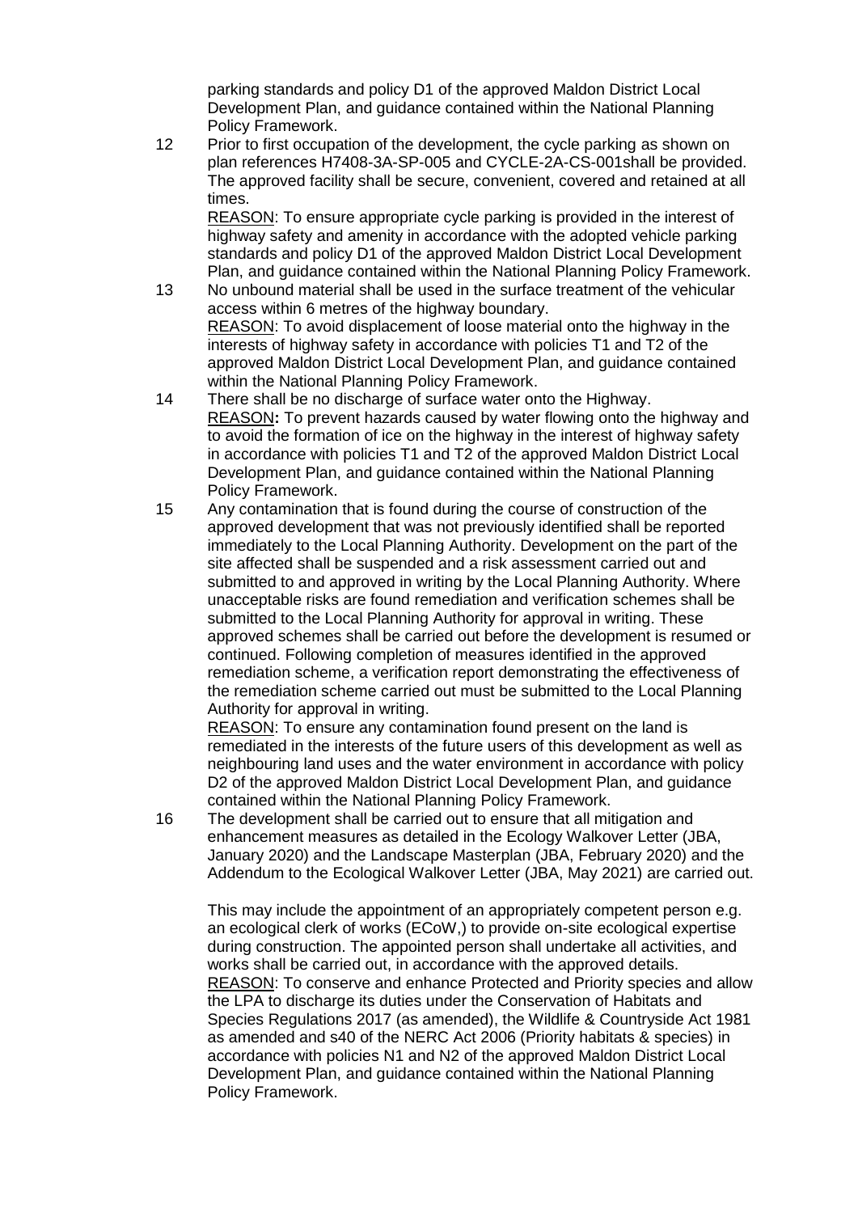parking standards and policy D1 of the approved Maldon District Local Development Plan, and guidance contained within the National Planning Policy Framework.

12 Prior to first occupation of the development, the cycle parking as shown on plan references H7408-3A-SP-005 and CYCLE-2A-CS-001shall be provided. The approved facility shall be secure, convenient, covered and retained at all times.
REASON: To ensure appropriate cycle parking is provided in the interest of highway safety and amenity in accordance with the adopted vehicle parking standards and policy D1 of the approved Maldon District Local Development Plan, and guidance contained within the National Planning Policy Framework.

13 No unbound material shall be used in the surface treatment of the vehicular access within 6 metres of the highway boundary.
REASON: To avoid displacement of loose material onto the highway in the interests of highway safety in accordance with policies T1 and T2 of the approved Maldon District Local Development Plan, and guidance contained within the National Planning Policy Framework.

14 There shall be no discharge of surface water onto the Highway.
REASON**:** To prevent hazards caused by water flowing onto the highway and to avoid the formation of ice on the highway in the interest of highway safety in accordance with policies T1 and T2 of the approved Maldon District Local Development Plan, and guidance contained within the National Planning Policy Framework.

15 Any contamination that is found during the course of construction of the approved development that was not previously identified shall be reported immediately to the Local Planning Authority. Development on the part of the site affected shall be suspended and a risk assessment carried out and submitted to and approved in writing by the Local Planning Authority. Where unacceptable risks are found remediation and verification schemes shall be submitted to the Local Planning Authority for approval in writing. These approved schemes shall be carried out before the development is resumed or continued. Following completion of measures identified in the approved remediation scheme, a verification report demonstrating the effectiveness of the remediation scheme carried out must be submitted to the Local Planning Authority for approval in writing.
REASON: To ensure any contamination found present on the land is remediated in the interests of the future users of this development as well as neighbouring land uses and the water environment in accordance with policy D2 of the approved Maldon District Local Development Plan, and guidance contained within the National Planning Policy Framework.

16 The development shall be carried out to ensure that all mitigation and enhancement measures as detailed in the Ecology Walkover Letter (JBA, January 2020) and the Landscape Masterplan (JBA, February 2020) and the Addendum to the Ecological Walkover Letter (JBA, May 2021) are carried out.

This may include the appointment of an appropriately competent person e.g. an ecological clerk of works (ECoW,) to provide on-site ecological expertise during construction. The appointed person shall undertake all activities, and works shall be carried out, in accordance with the approved details.
REASON: To conserve and enhance Protected and Priority species and allow the LPA to discharge its duties under the Conservation of Habitats and Species Regulations 2017 (as amended), the Wildlife & Countryside Act 1981 as amended and s40 of the NERC Act 2006 (Priority habitats & species) in accordance with policies N1 and N2 of the approved Maldon District Local Development Plan, and guidance contained within the National Planning Policy Framework.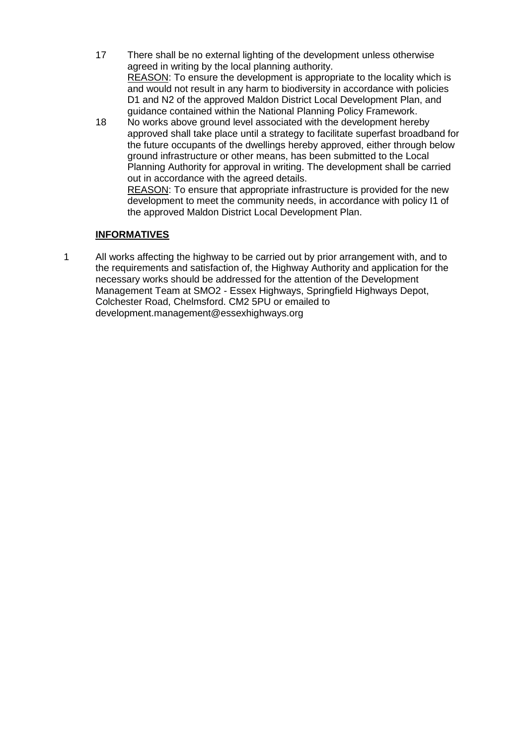17 There shall be no external lighting of the development unless otherwise agreed in writing by the local planning authority.
REASON: To ensure the development is appropriate to the locality which is and would not result in any harm to biodiversity in accordance with policies D1 and N2 of the approved Maldon District Local Development Plan, and guidance contained within the National Planning Policy Framework.

18 No works above ground level associated with the development hereby approved shall take place until a strategy to facilitate superfast broadband for the future occupants of the dwellings hereby approved, either through below ground infrastructure or other means, has been submitted to the Local Planning Authority for approval in writing. The development shall be carried out in accordance with the agreed details.
REASON: To ensure that appropriate infrastructure is provided for the new development to meet the community needs, in accordance with policy I1 of the approved Maldon District Local Development Plan.

**INFORMATIVES**

1 All works affecting the highway to be carried out by prior arrangement with, and to the requirements and satisfaction of, the Highway Authority and application for the necessary works should be addressed for the attention of the Development Management Team at SMO2 - Essex Highways, Springfield Highways Depot, Colchester Road, Chelmsford. CM2 5PU or emailed to development.management@essexhighways.org